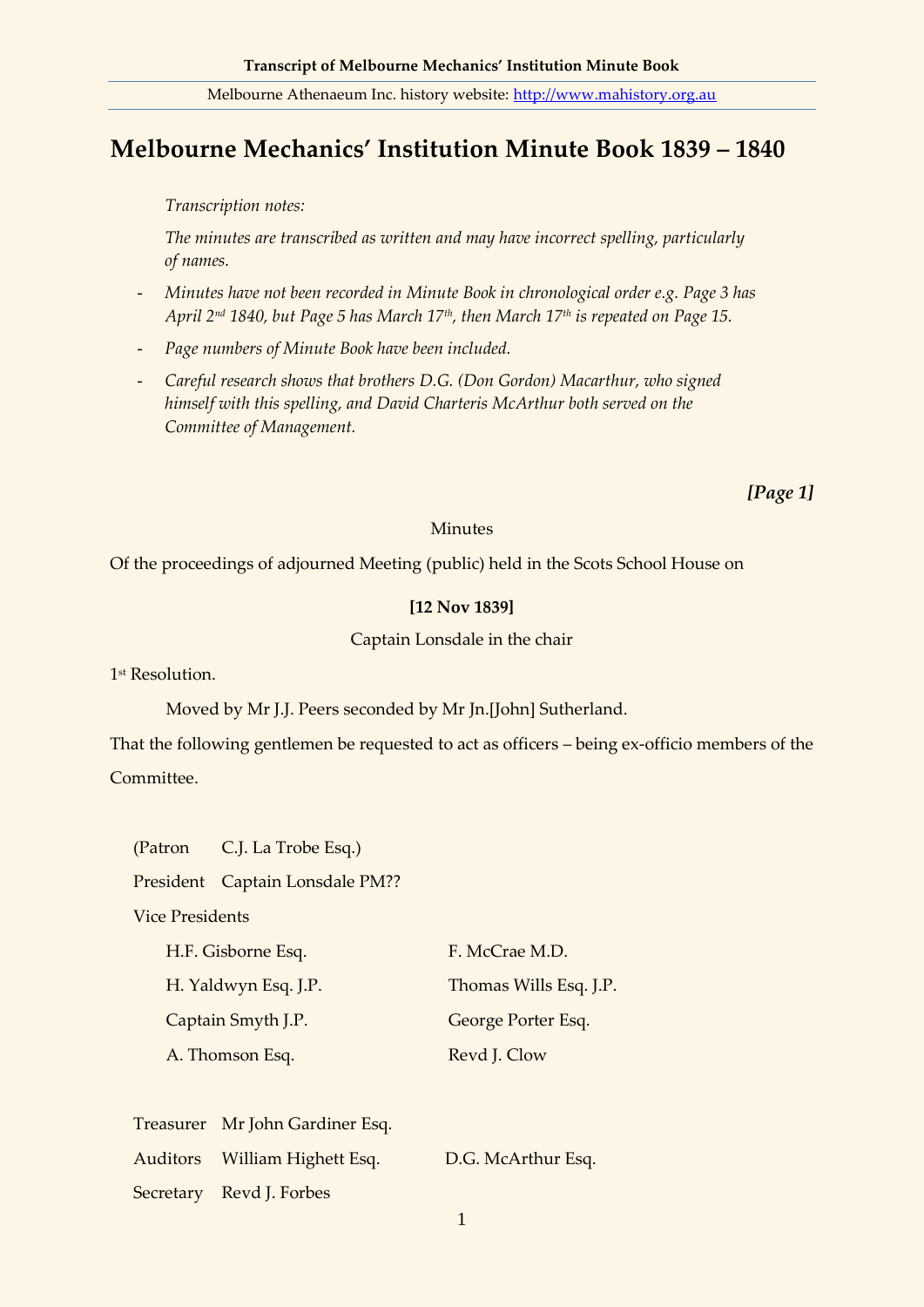# Melbourne Mechanics' Institution Minute Book 1839 – 1840

*Transcription notes:*

*The minutes are transcribed as written and may have incorrect spelling, particularly of names.*

- *Minutes have not been recorded in Minute Book in chronological order e.g. Page 3 has April 2nd 1840, but Page 5 has March 17th, then March 17th is repeated on Page 15.*
- *Page numbers of Minute Book have been included.*
- *Careful research shows that brothers D.G. (Don Gordon) Macarthur, who signed himself with this spelling, and David Charteris McArthur both served on the Committee of Management.*

***[Page 1]***

Minutes

Of the proceedings of adjourned Meeting (public) held in the Scots School House on

**[12 Nov 1839]**

Captain Lonsdale in the chair

1st Resolution.

Moved by Mr J.J. Peers seconded by Mr Jn.[John] Sutherland.

That the following gentlemen be requested to act as officers – being ex-officio members of the Committee.

(Patron C.J. La Trobe Esq.)

President Captain Lonsdale PM??

Vice Presidents

| | |
|---|---|
| H.F. Gisborne Esq. | F. McCrae M.D. |
| H. Yaldwyn Esq. J.P. | Thomas Wills Esq. J.P. |
| Captain Smyth J.P. | George Porter Esq. |
| A. Thomson Esq. | Revd J. Clow |

Treasurer Mr John Gardiner Esq.

Auditors William Highett Esq. D.G. McArthur Esq.

Secretary Revd J. Forbes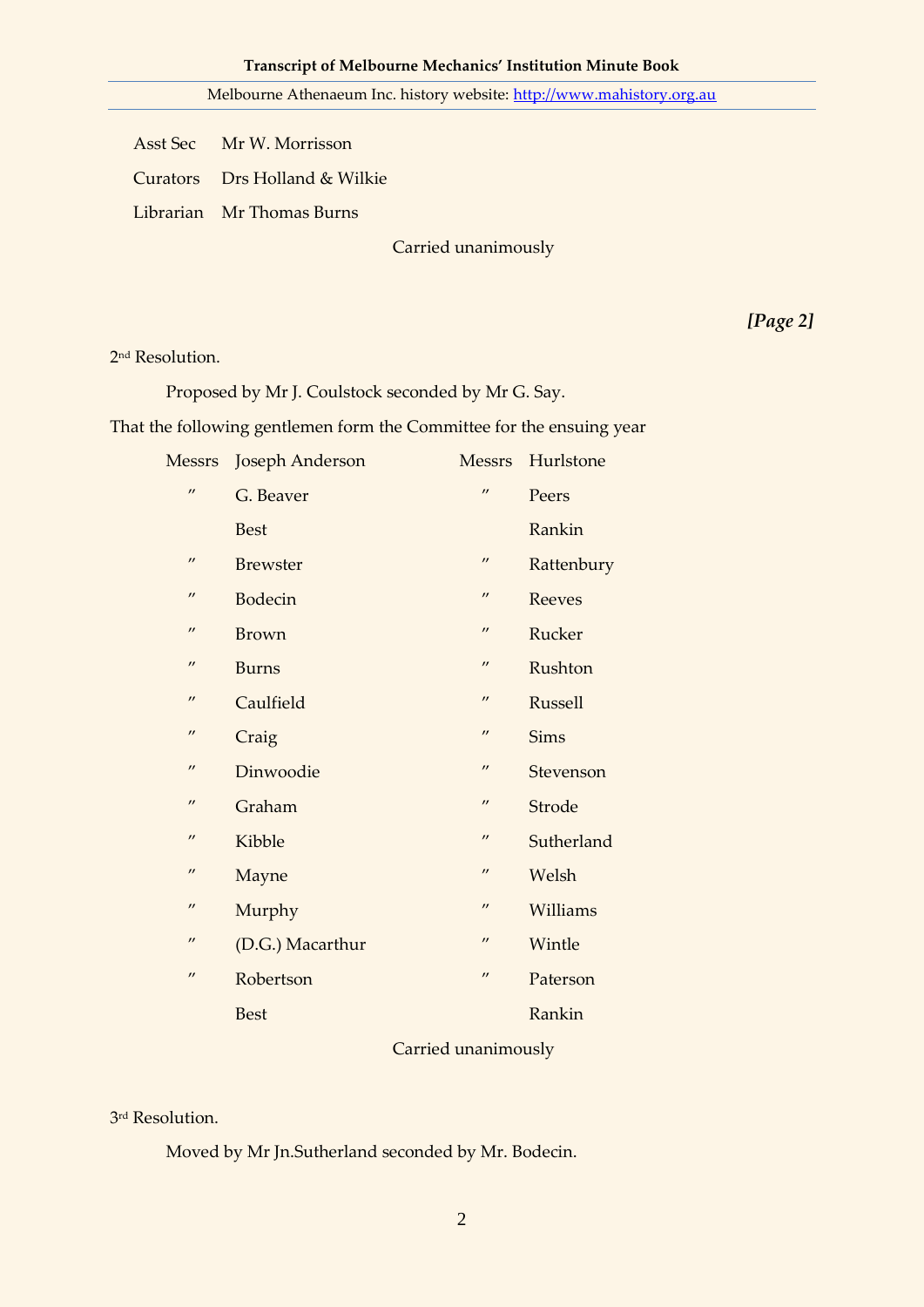| | |
|---|---|
| Asst Sec | Mr W. Morrisson |
| Curators | Drs Holland & Wilkie |
| Librarian | Mr Thomas Burns |

Carried unanimously

*[Page 2]*

2nd Resolution.

Proposed by Mr J. Coulstock seconded by Mr G. Say.

That the following gentlemen form the Committee for the ensuing year

| | | | |
|---|---|---|---|
| Messrs | Joseph Anderson | Messrs | Hurlstone |
| ″ | G. Beaver | ″ | Peers |
| | Best | | Rankin |
| ″ | Brewster | ″ | Rattenbury |
| ″ | Bodecin | ″ | Reeves |
| ″ | Brown | ″ | Rucker |
| ″ | Burns | ″ | Rushton |
| ″ | Caulfield | ″ | Russell |
| ″ | Craig | ″ | Sims |
| ″ | Dinwoodie | ″ | Stevenson |
| ″ | Graham | ″ | Strode |
| ″ | Kibble | ″ | Sutherland |
| ″ | Mayne | ″ | Welsh |
| ″ | Murphy | ″ | Williams |
| ″ | (D.G.) Macarthur | ″ | Wintle |
| ″ | Robertson | ″ | Paterson |
| | Best | | Rankin |

Carried unanimously

3rd Resolution.

Moved by Mr Jn.Sutherland seconded by Mr. Bodecin.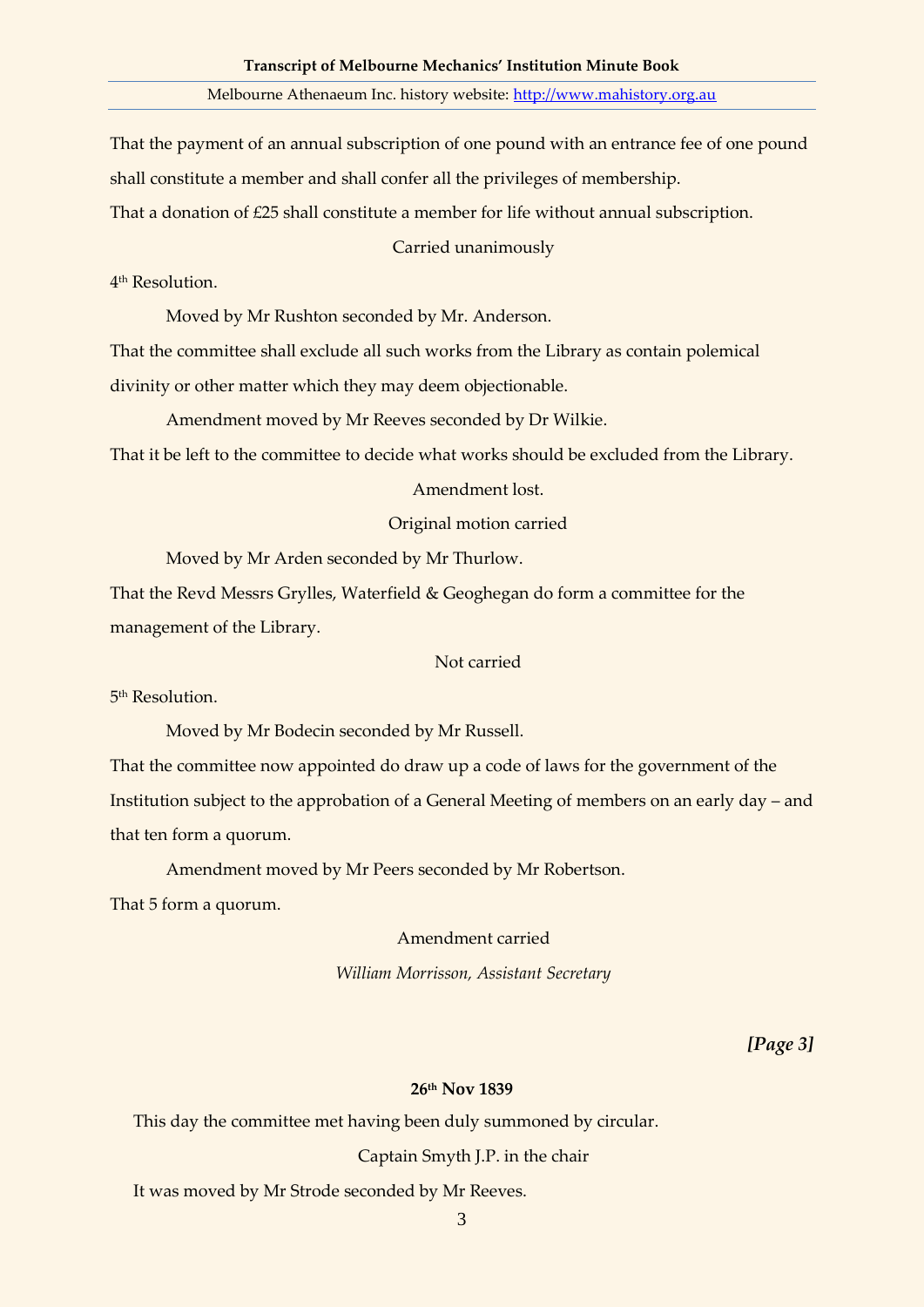That the payment of an annual subscription of one pound with an entrance fee of one pound shall constitute a member and shall confer all the privileges of membership.

That a donation of £25 shall constitute a member for life without annual subscription.

Carried unanimously

4th Resolution.

Moved by Mr Rushton seconded by Mr. Anderson.

That the committee shall exclude all such works from the Library as contain polemical divinity or other matter which they may deem objectionable.

Amendment moved by Mr Reeves seconded by Dr Wilkie.

That it be left to the committee to decide what works should be excluded from the Library.

Amendment lost.

Original motion carried

Moved by Mr Arden seconded by Mr Thurlow.

That the Revd Messrs Grylles, Waterfield & Geoghegan do form a committee for the management of the Library.

Not carried

5th Resolution.

Moved by Mr Bodecin seconded by Mr Russell.

That the committee now appointed do draw up a code of laws for the government of the Institution subject to the approbation of a General Meeting of members on an early day – and that ten form a quorum.

Amendment moved by Mr Peers seconded by Mr Robertson.

That 5 form a quorum.

Amendment carried

*William Morrisson, Assistant Secretary*

***[Page 3]***

**26th Nov 1839**

This day the committee met having been duly summoned by circular.

Captain Smyth J.P. in the chair

It was moved by Mr Strode seconded by Mr Reeves.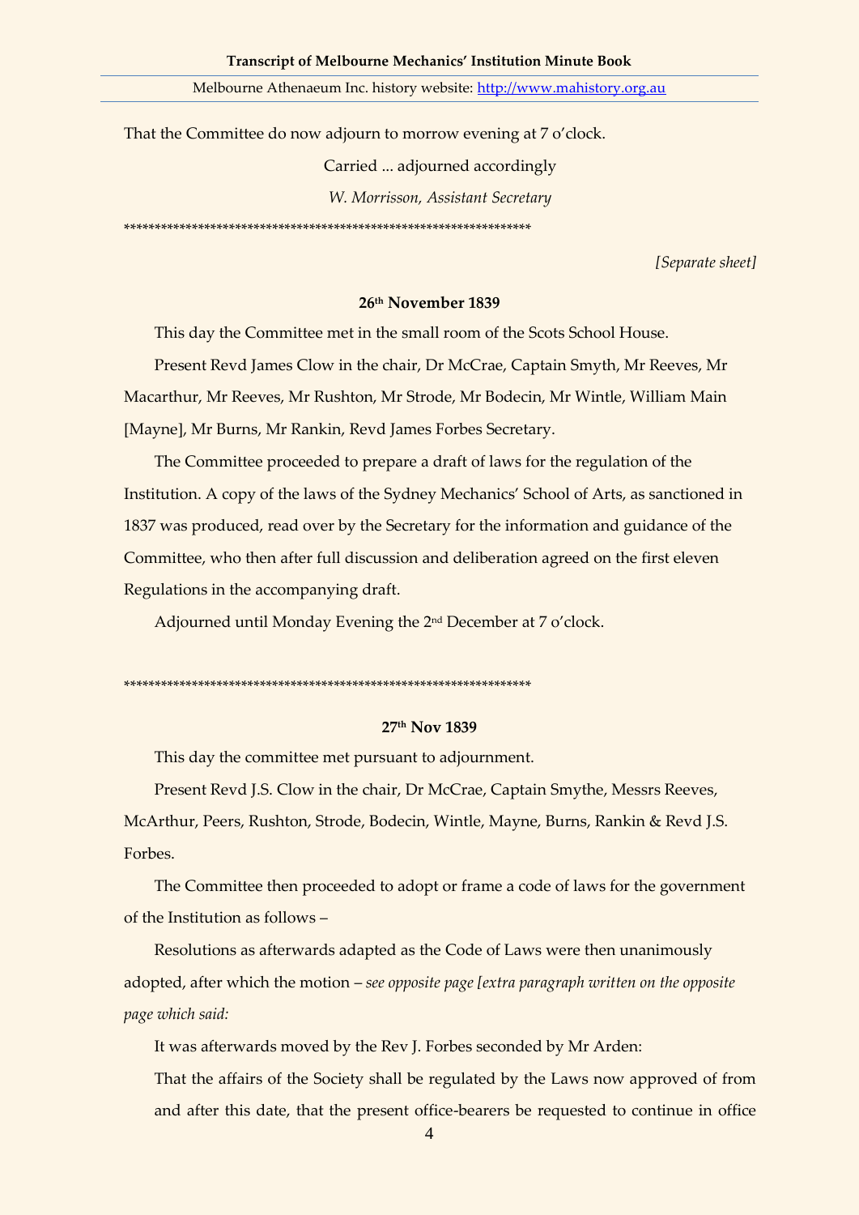That the Committee do now adjourn to morrow evening at 7 o'clock.

Carried ... adjourned accordingly

*W. Morrisson, Assistant Secretary*

****************************************************************

*[Separate sheet]*

**26th November 1839**

This day the Committee met in the small room of the Scots School House.

Present Revd James Clow in the chair, Dr McCrae, Captain Smyth, Mr Reeves, Mr Macarthur, Mr Reeves, Mr Rushton, Mr Strode, Mr Bodecin, Mr Wintle, William Main [Mayne], Mr Burns, Mr Rankin, Revd James Forbes Secretary.

The Committee proceeded to prepare a draft of laws for the regulation of the Institution. A copy of the laws of the Sydney Mechanics' School of Arts, as sanctioned in 1837 was produced, read over by the Secretary for the information and guidance of the Committee, who then after full discussion and deliberation agreed on the first eleven Regulations in the accompanying draft.

Adjourned until Monday Evening the 2nd December at 7 o'clock.

****************************************************************

**27th Nov 1839**

This day the committee met pursuant to adjournment.

Present Revd J.S. Clow in the chair, Dr McCrae, Captain Smythe, Messrs Reeves, McArthur, Peers, Rushton, Strode, Bodecin, Wintle, Mayne, Burns, Rankin & Revd J.S. Forbes.

The Committee then proceeded to adopt or frame a code of laws for the government of the Institution as follows –

Resolutions as afterwards adapted as the Code of Laws were then unanimously adopted, after which the motion – *see opposite page [extra paragraph written on the opposite page which said:*

It was afterwards moved by the Rev J. Forbes seconded by Mr Arden:

That the affairs of the Society shall be regulated by the Laws now approved of from and after this date, that the present office-bearers be requested to continue in office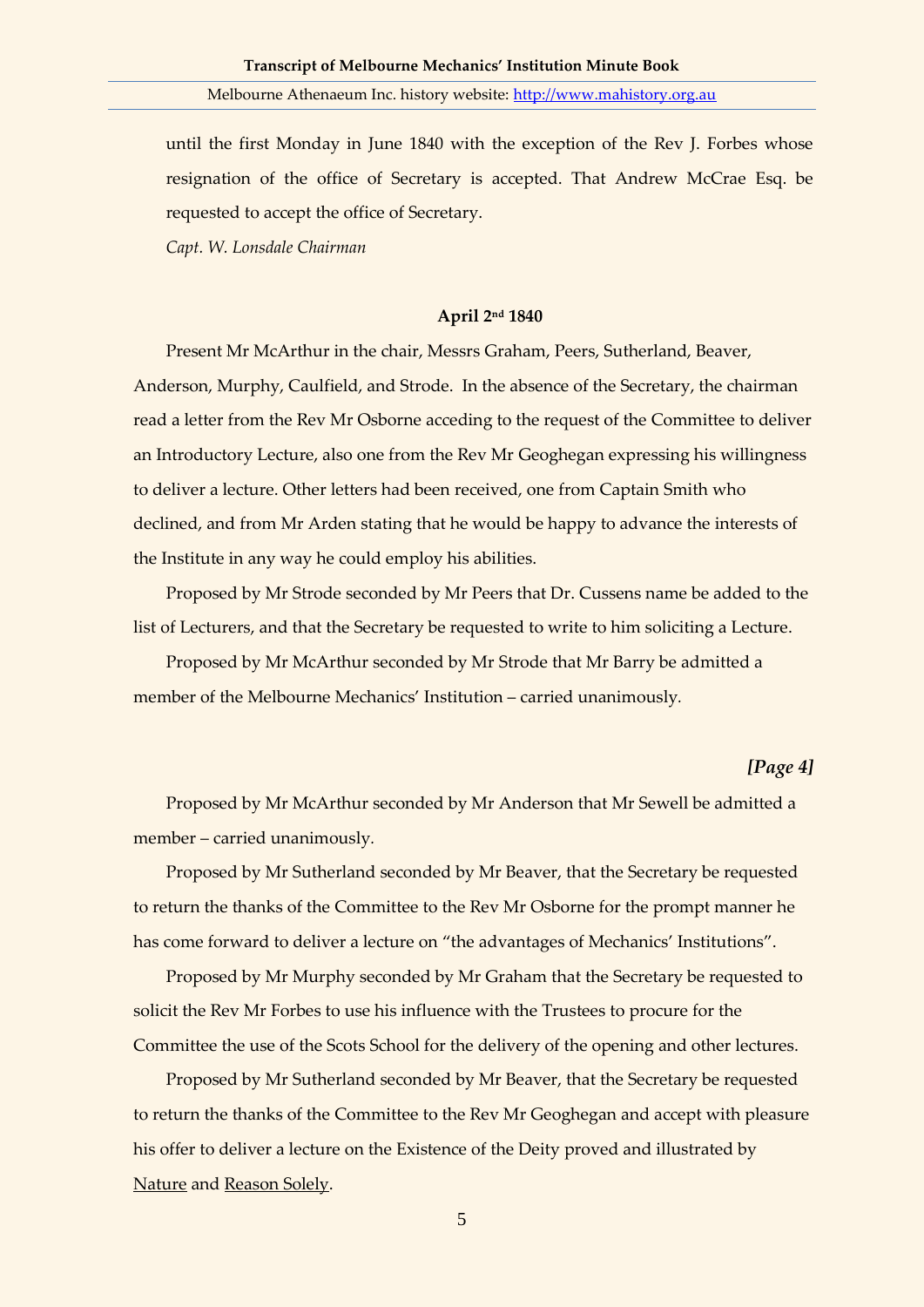until the first Monday in June 1840 with the exception of the Rev J. Forbes whose resignation of the office of Secretary is accepted. That Andrew McCrae Esq. be requested to accept the office of Secretary.

*Capt. W. Lonsdale Chairman*

**April 2nd 1840**

Present Mr McArthur in the chair, Messrs Graham, Peers, Sutherland, Beaver, Anderson, Murphy, Caulfield, and Strode. In the absence of the Secretary, the chairman read a letter from the Rev Mr Osborne acceding to the request of the Committee to deliver an Introductory Lecture, also one from the Rev Mr Geoghegan expressing his willingness to deliver a lecture. Other letters had been received, one from Captain Smith who declined, and from Mr Arden stating that he would be happy to advance the interests of the Institute in any way he could employ his abilities.

Proposed by Mr Strode seconded by Mr Peers that Dr. Cussens name be added to the list of Lecturers, and that the Secretary be requested to write to him soliciting a Lecture.

Proposed by Mr McArthur seconded by Mr Strode that Mr Barry be admitted a member of the Melbourne Mechanics' Institution – carried unanimously.

***[Page 4]***

Proposed by Mr McArthur seconded by Mr Anderson that Mr Sewell be admitted a member – carried unanimously.

Proposed by Mr Sutherland seconded by Mr Beaver, that the Secretary be requested to return the thanks of the Committee to the Rev Mr Osborne for the prompt manner he has come forward to deliver a lecture on "the advantages of Mechanics' Institutions".

Proposed by Mr Murphy seconded by Mr Graham that the Secretary be requested to solicit the Rev Mr Forbes to use his influence with the Trustees to procure for the Committee the use of the Scots School for the delivery of the opening and other lectures.

Proposed by Mr Sutherland seconded by Mr Beaver, that the Secretary be requested to return the thanks of the Committee to the Rev Mr Geoghegan and accept with pleasure his offer to deliver a lecture on the Existence of the Deity proved and illustrated by <u>Nature</u> and <u>Reason Solely</u>.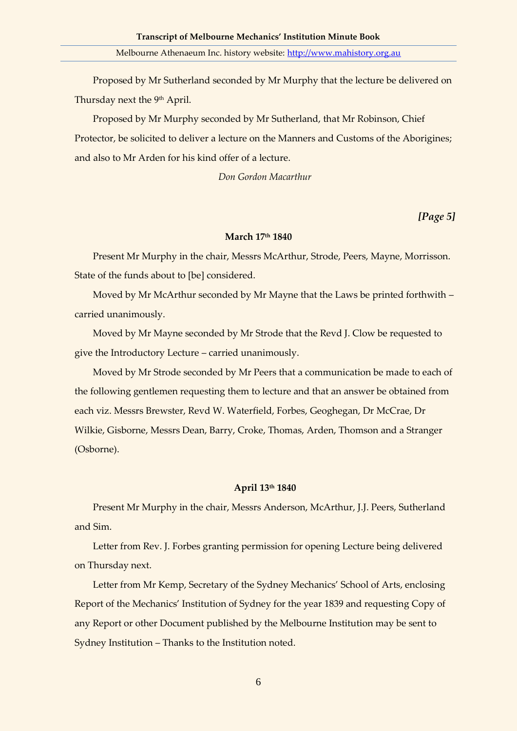Proposed by Mr Sutherland seconded by Mr Murphy that the lecture be delivered on Thursday next the 9th April.

Proposed by Mr Murphy seconded by Mr Sutherland, that Mr Robinson, Chief Protector, be solicited to deliver a lecture on the Manners and Customs of the Aborigines; and also to Mr Arden for his kind offer of a lecture.

*Don Gordon Macarthur*

***[Page 5]***

**March 17th 1840**

Present Mr Murphy in the chair, Messrs McArthur, Strode, Peers, Mayne, Morrisson. State of the funds about to [be] considered.

Moved by Mr McArthur seconded by Mr Mayne that the Laws be printed forthwith – carried unanimously.

Moved by Mr Mayne seconded by Mr Strode that the Revd J. Clow be requested to give the Introductory Lecture – carried unanimously.

Moved by Mr Strode seconded by Mr Peers that a communication be made to each of the following gentlemen requesting them to lecture and that an answer be obtained from each viz. Messrs Brewster, Revd W. Waterfield, Forbes, Geoghegan, Dr McCrae, Dr Wilkie, Gisborne, Messrs Dean, Barry, Croke, Thomas, Arden, Thomson and a Stranger (Osborne).

**April 13th 1840**

Present Mr Murphy in the chair, Messrs Anderson, McArthur, J.J. Peers, Sutherland and Sim.

Letter from Rev. J. Forbes granting permission for opening Lecture being delivered on Thursday next.

Letter from Mr Kemp, Secretary of the Sydney Mechanics' School of Arts, enclosing Report of the Mechanics' Institution of Sydney for the year 1839 and requesting Copy of any Report or other Document published by the Melbourne Institution may be sent to Sydney Institution – Thanks to the Institution noted.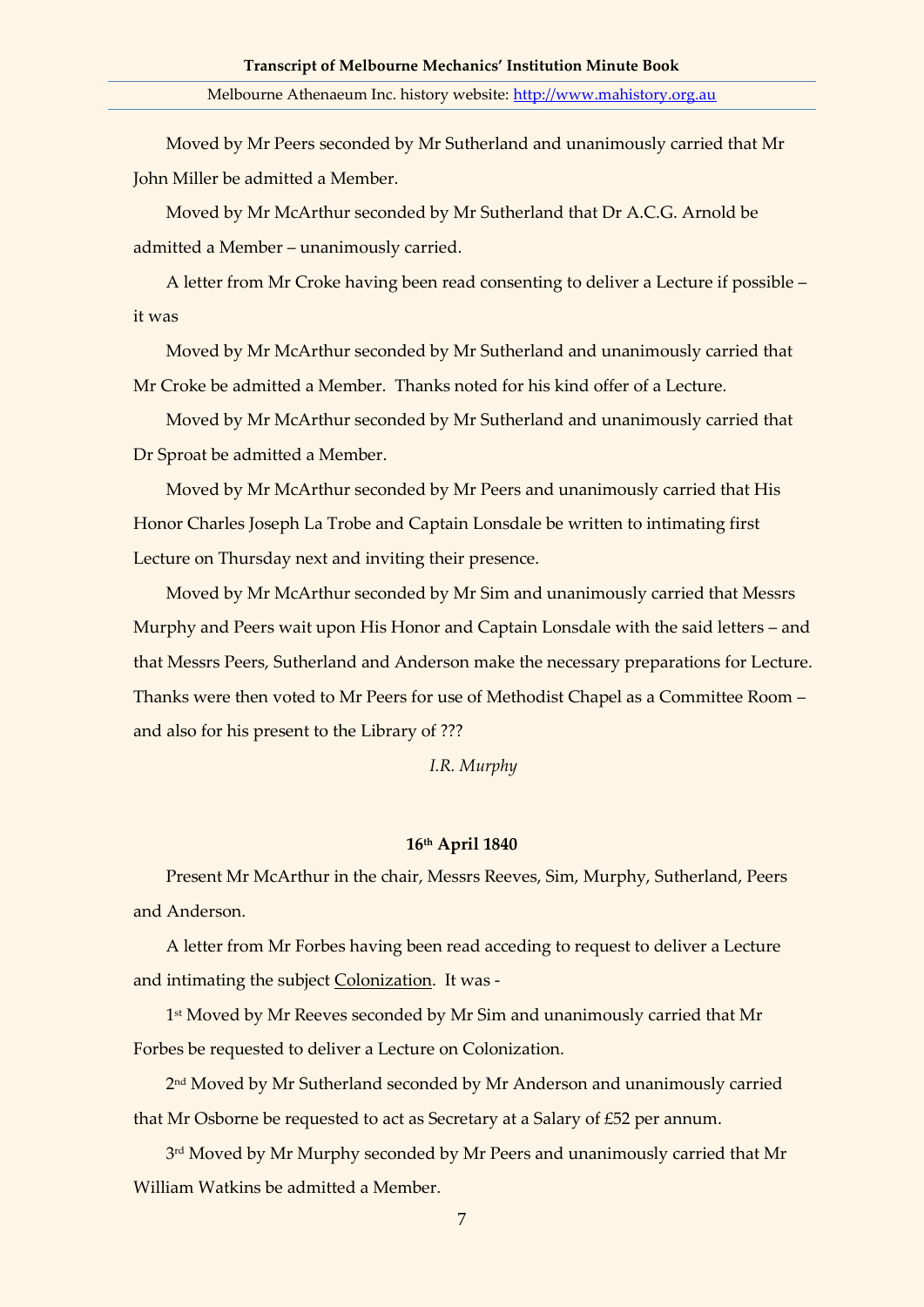Moved by Mr Peers seconded by Mr Sutherland and unanimously carried that Mr John Miller be admitted a Member.

Moved by Mr McArthur seconded by Mr Sutherland that Dr A.C.G. Arnold be admitted a Member – unanimously carried.

A letter from Mr Croke having been read consenting to deliver a Lecture if possible – it was

Moved by Mr McArthur seconded by Mr Sutherland and unanimously carried that Mr Croke be admitted a Member. Thanks noted for his kind offer of a Lecture.

Moved by Mr McArthur seconded by Mr Sutherland and unanimously carried that Dr Sproat be admitted a Member.

Moved by Mr McArthur seconded by Mr Peers and unanimously carried that His Honor Charles Joseph La Trobe and Captain Lonsdale be written to intimating first Lecture on Thursday next and inviting their presence.

Moved by Mr McArthur seconded by Mr Sim and unanimously carried that Messrs Murphy and Peers wait upon His Honor and Captain Lonsdale with the said letters – and that Messrs Peers, Sutherland and Anderson make the necessary preparations for Lecture. Thanks were then voted to Mr Peers for use of Methodist Chapel as a Committee Room – and also for his present to the Library of ???

*I.R. Murphy*

**16th April 1840**

Present Mr McArthur in the chair, Messrs Reeves, Sim, Murphy, Sutherland, Peers and Anderson.

A letter from Mr Forbes having been read acceding to request to deliver a Lecture and intimating the subject <u>Colonization</u>. It was -

1st Moved by Mr Reeves seconded by Mr Sim and unanimously carried that Mr Forbes be requested to deliver a Lecture on Colonization.

2nd Moved by Mr Sutherland seconded by Mr Anderson and unanimously carried that Mr Osborne be requested to act as Secretary at a Salary of £52 per annum.

3rd Moved by Mr Murphy seconded by Mr Peers and unanimously carried that Mr William Watkins be admitted a Member.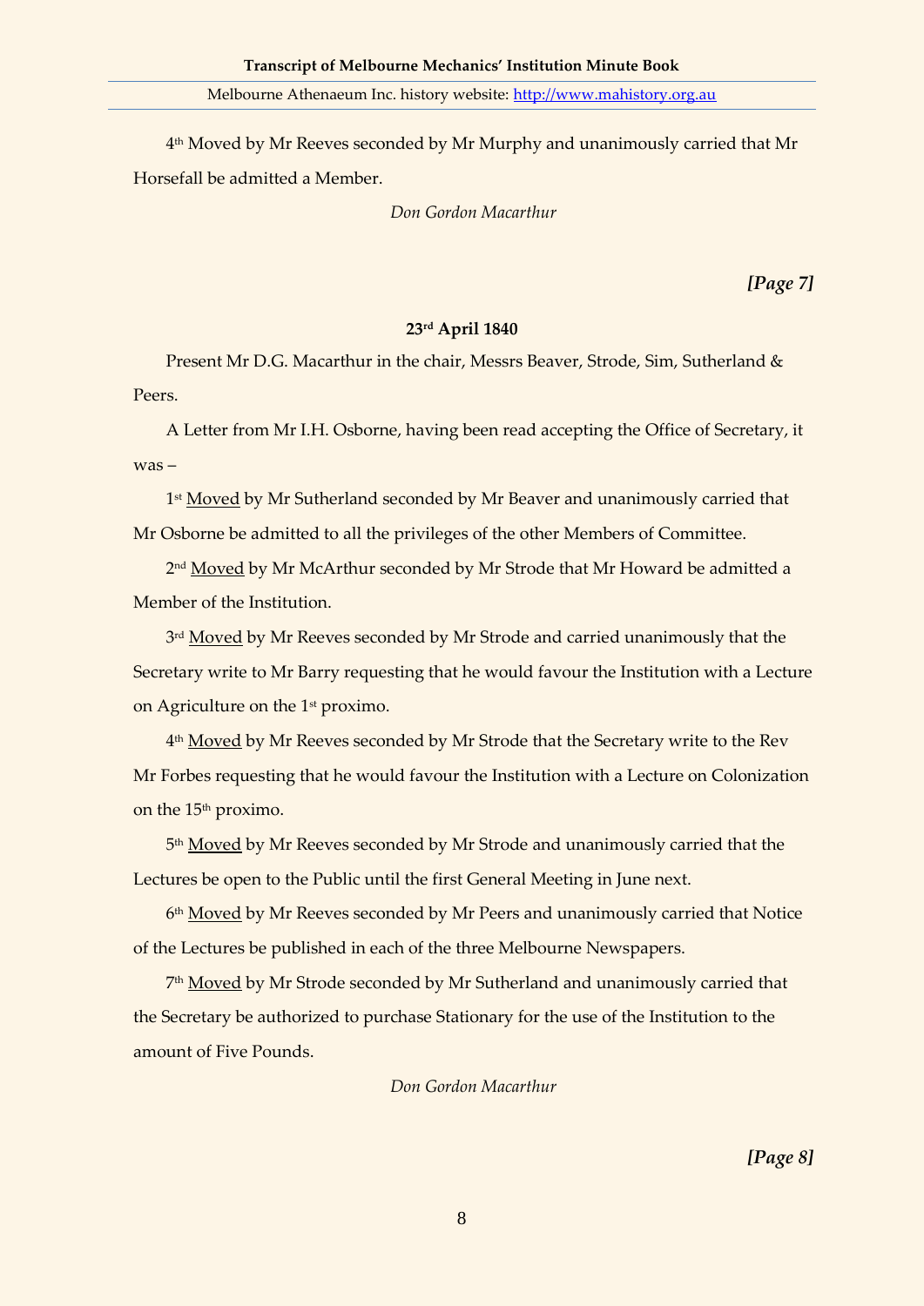4th Moved by Mr Reeves seconded by Mr Murphy and unanimously carried that Mr Horsefall be admitted a Member.

*Don Gordon Macarthur*

***[Page 7]***

**23rd April 1840**

Present Mr D.G. Macarthur in the chair, Messrs Beaver, Strode, Sim, Sutherland & Peers.

A Letter from Mr I.H. Osborne, having been read accepting the Office of Secretary, it was –

1st Moved by Mr Sutherland seconded by Mr Beaver and unanimously carried that Mr Osborne be admitted to all the privileges of the other Members of Committee.

2nd Moved by Mr McArthur seconded by Mr Strode that Mr Howard be admitted a Member of the Institution.

3rd Moved by Mr Reeves seconded by Mr Strode and carried unanimously that the Secretary write to Mr Barry requesting that he would favour the Institution with a Lecture on Agriculture on the 1st proximo.

4th Moved by Mr Reeves seconded by Mr Strode that the Secretary write to the Rev Mr Forbes requesting that he would favour the Institution with a Lecture on Colonization on the 15th proximo.

5th Moved by Mr Reeves seconded by Mr Strode and unanimously carried that the Lectures be open to the Public until the first General Meeting in June next.

6th Moved by Mr Reeves seconded by Mr Peers and unanimously carried that Notice of the Lectures be published in each of the three Melbourne Newspapers.

7th Moved by Mr Strode seconded by Mr Sutherland and unanimously carried that the Secretary be authorized to purchase Stationary for the use of the Institution to the amount of Five Pounds.

*Don Gordon Macarthur*

***[Page 8]***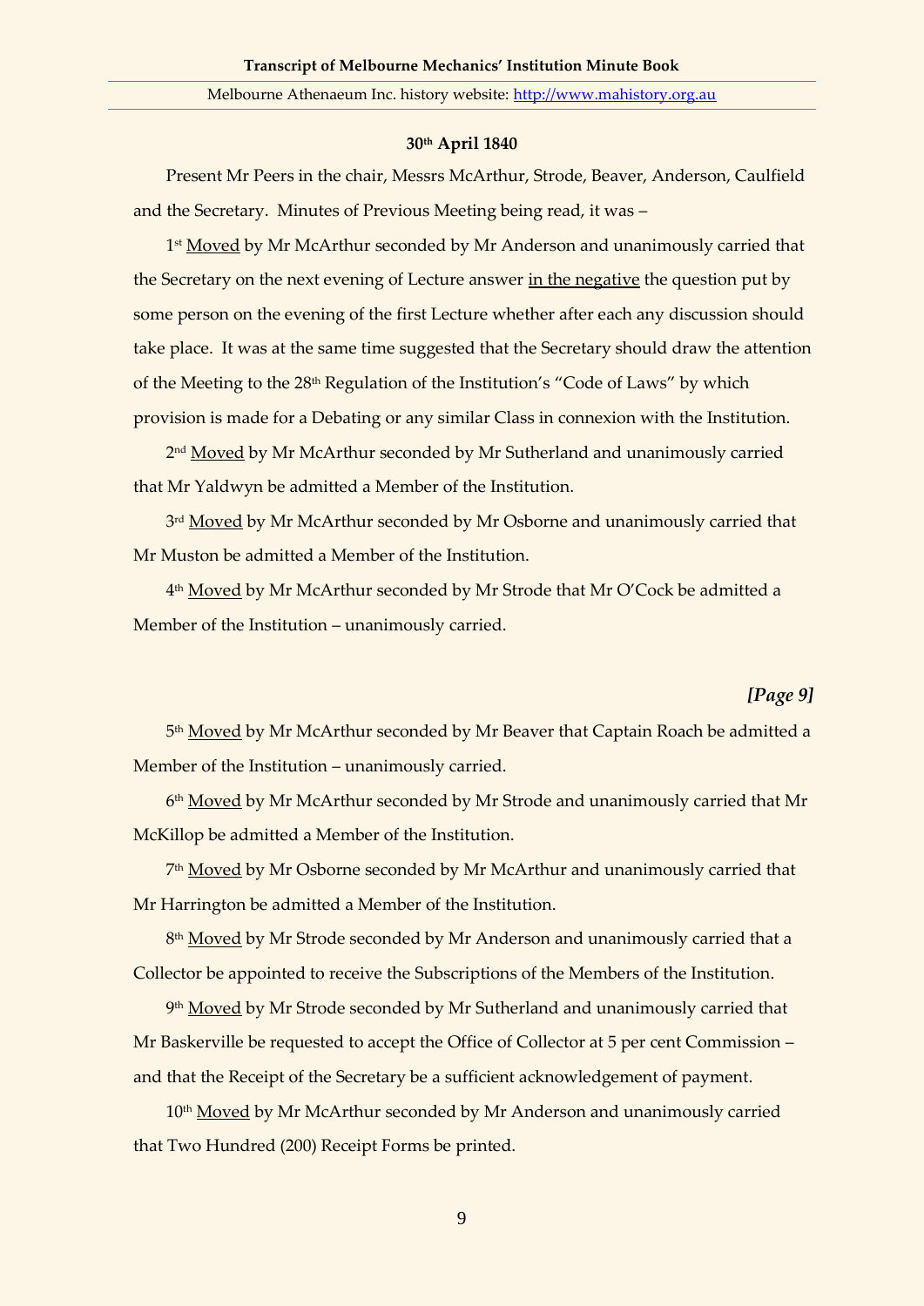**30th April 1840**

Present Mr Peers in the chair, Messrs McArthur, Strode, Beaver, Anderson, Caulfield and the Secretary. Minutes of Previous Meeting being read, it was –

1st Moved by Mr McArthur seconded by Mr Anderson and unanimously carried that the Secretary on the next evening of Lecture answer in the negative the question put by some person on the evening of the first Lecture whether after each any discussion should take place. It was at the same time suggested that the Secretary should draw the attention of the Meeting to the 28th Regulation of the Institution's "Code of Laws" by which provision is made for a Debating or any similar Class in connexion with the Institution.

2nd Moved by Mr McArthur seconded by Mr Sutherland and unanimously carried that Mr Yaldwyn be admitted a Member of the Institution.

3rd Moved by Mr McArthur seconded by Mr Osborne and unanimously carried that Mr Muston be admitted a Member of the Institution.

4th Moved by Mr McArthur seconded by Mr Strode that Mr O'Cock be admitted a Member of the Institution – unanimously carried.

***[Page 9]***

5th Moved by Mr McArthur seconded by Mr Beaver that Captain Roach be admitted a Member of the Institution – unanimously carried.

6th Moved by Mr McArthur seconded by Mr Strode and unanimously carried that Mr McKillop be admitted a Member of the Institution.

7th Moved by Mr Osborne seconded by Mr McArthur and unanimously carried that Mr Harrington be admitted a Member of the Institution.

8th Moved by Mr Strode seconded by Mr Anderson and unanimously carried that a Collector be appointed to receive the Subscriptions of the Members of the Institution.

9th Moved by Mr Strode seconded by Mr Sutherland and unanimously carried that Mr Baskerville be requested to accept the Office of Collector at 5 per cent Commission – and that the Receipt of the Secretary be a sufficient acknowledgement of payment.

10th Moved by Mr McArthur seconded by Mr Anderson and unanimously carried that Two Hundred (200) Receipt Forms be printed.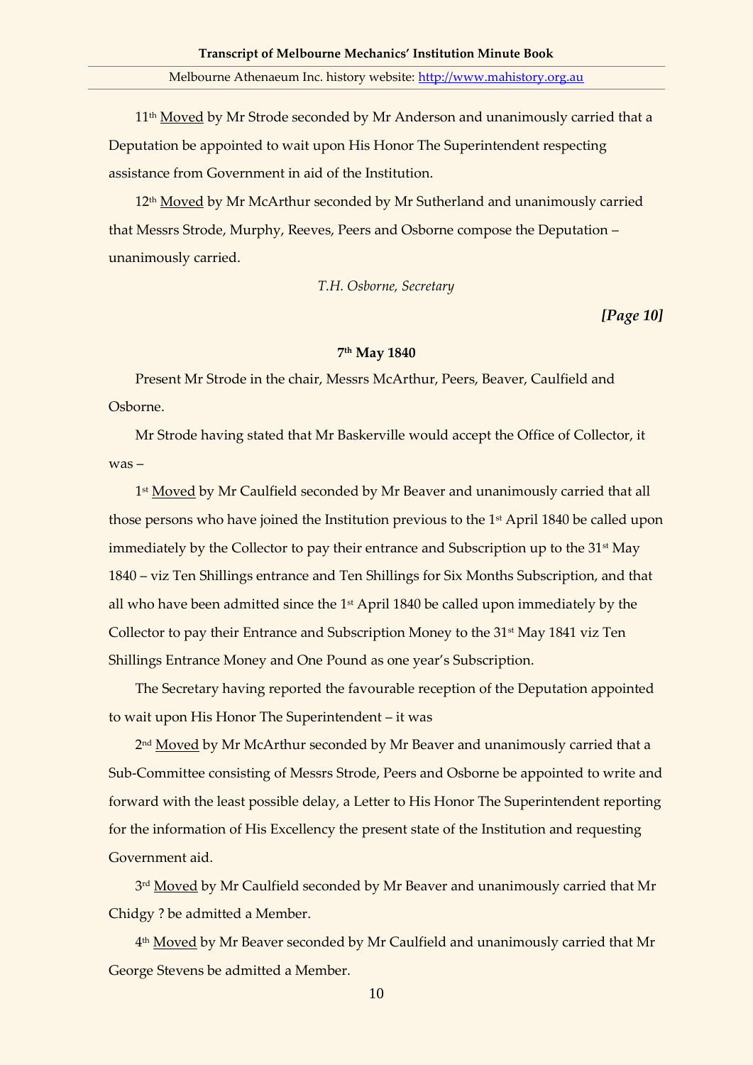11th Moved by Mr Strode seconded by Mr Anderson and unanimously carried that a Deputation be appointed to wait upon His Honor The Superintendent respecting assistance from Government in aid of the Institution.

12th Moved by Mr McArthur seconded by Mr Sutherland and unanimously carried that Messrs Strode, Murphy, Reeves, Peers and Osborne compose the Deputation – unanimously carried.

*T.H. Osborne, Secretary*

***[Page 10]***

**7th May 1840**

Present Mr Strode in the chair, Messrs McArthur, Peers, Beaver, Caulfield and Osborne.

Mr Strode having stated that Mr Baskerville would accept the Office of Collector, it was –

1st Moved by Mr Caulfield seconded by Mr Beaver and unanimously carried that all those persons who have joined the Institution previous to the 1st April 1840 be called upon immediately by the Collector to pay their entrance and Subscription up to the 31st May 1840 – viz Ten Shillings entrance and Ten Shillings for Six Months Subscription, and that all who have been admitted since the 1st April 1840 be called upon immediately by the Collector to pay their Entrance and Subscription Money to the 31st May 1841 viz Ten Shillings Entrance Money and One Pound as one year's Subscription.

The Secretary having reported the favourable reception of the Deputation appointed to wait upon His Honor The Superintendent – it was

2nd Moved by Mr McArthur seconded by Mr Beaver and unanimously carried that a Sub-Committee consisting of Messrs Strode, Peers and Osborne be appointed to write and forward with the least possible delay, a Letter to His Honor The Superintendent reporting for the information of His Excellency the present state of the Institution and requesting Government aid.

3rd Moved by Mr Caulfield seconded by Mr Beaver and unanimously carried that Mr Chidgy ? be admitted a Member.

4th Moved by Mr Beaver seconded by Mr Caulfield and unanimously carried that Mr George Stevens be admitted a Member.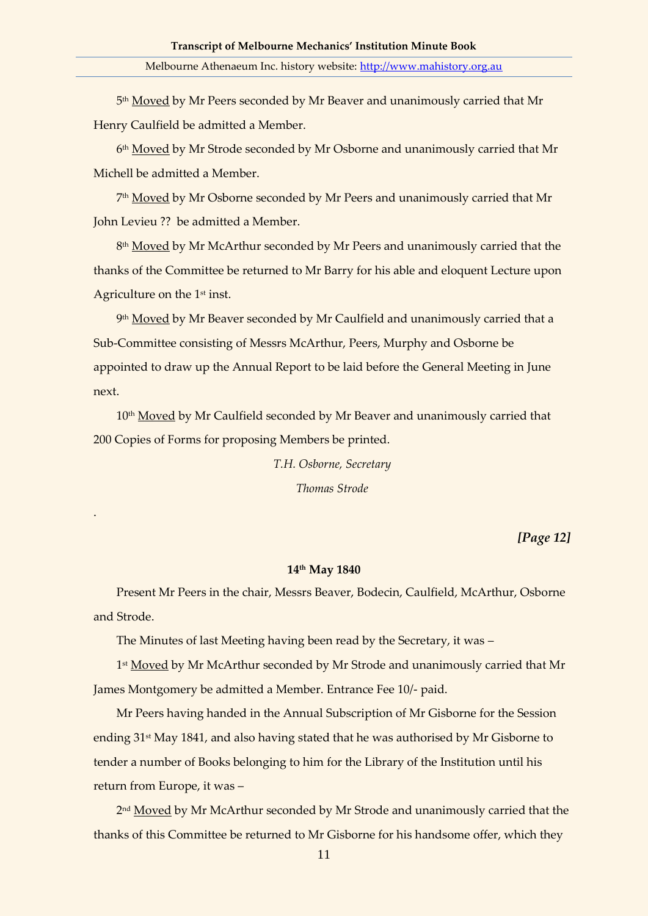5th Moved by Mr Peers seconded by Mr Beaver and unanimously carried that Mr Henry Caulfield be admitted a Member.

6th Moved by Mr Strode seconded by Mr Osborne and unanimously carried that Mr Michell be admitted a Member.

7th Moved by Mr Osborne seconded by Mr Peers and unanimously carried that Mr John Levieu ?? be admitted a Member.

8th Moved by Mr McArthur seconded by Mr Peers and unanimously carried that the thanks of the Committee be returned to Mr Barry for his able and eloquent Lecture upon Agriculture on the 1st inst.

9th Moved by Mr Beaver seconded by Mr Caulfield and unanimously carried that a Sub-Committee consisting of Messrs McArthur, Peers, Murphy and Osborne be appointed to draw up the Annual Report to be laid before the General Meeting in June next.

10th Moved by Mr Caulfield seconded by Mr Beaver and unanimously carried that 200 Copies of Forms for proposing Members be printed.

*T.H. Osborne, Secretary*

*Thomas Strode*

.

***[Page 12]***

**14th May 1840**

Present Mr Peers in the chair, Messrs Beaver, Bodecin, Caulfield, McArthur, Osborne and Strode.

The Minutes of last Meeting having been read by the Secretary, it was –

1st Moved by Mr McArthur seconded by Mr Strode and unanimously carried that Mr James Montgomery be admitted a Member. Entrance Fee 10/- paid.

Mr Peers having handed in the Annual Subscription of Mr Gisborne for the Session ending 31st May 1841, and also having stated that he was authorised by Mr Gisborne to tender a number of Books belonging to him for the Library of the Institution until his return from Europe, it was –

2nd Moved by Mr McArthur seconded by Mr Strode and unanimously carried that the thanks of this Committee be returned to Mr Gisborne for his handsome offer, which they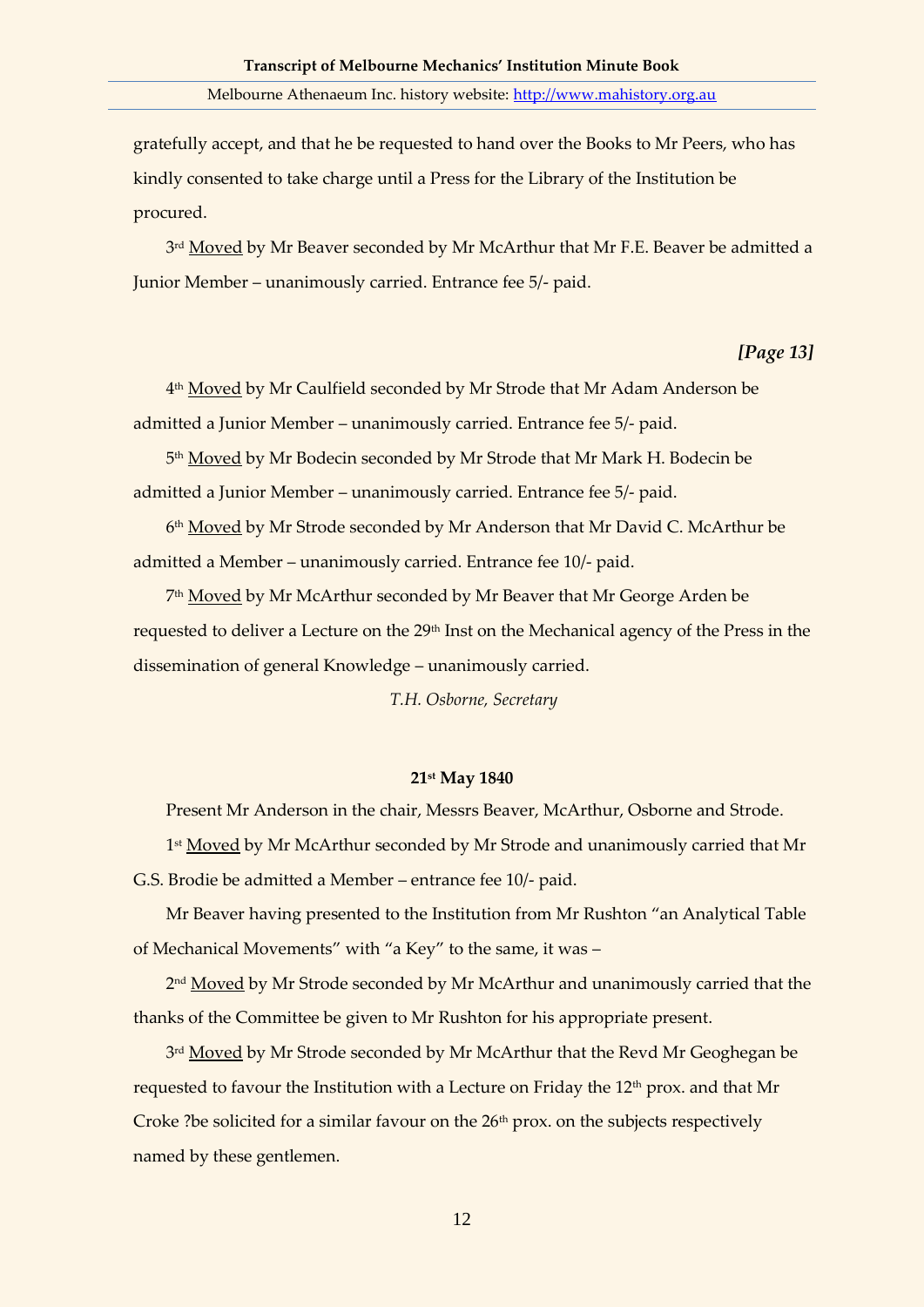gratefully accept, and that he be requested to hand over the Books to Mr Peers, who has kindly consented to take charge until a Press for the Library of the Institution be procured.

3rd Moved by Mr Beaver seconded by Mr McArthur that Mr F.E. Beaver be admitted a Junior Member – unanimously carried. Entrance fee 5/- paid.

***[Page 13]***

4th Moved by Mr Caulfield seconded by Mr Strode that Mr Adam Anderson be admitted a Junior Member – unanimously carried. Entrance fee 5/- paid.

5th Moved by Mr Bodecin seconded by Mr Strode that Mr Mark H. Bodecin be admitted a Junior Member – unanimously carried. Entrance fee 5/- paid.

6th Moved by Mr Strode seconded by Mr Anderson that Mr David C. McArthur be admitted a Member – unanimously carried. Entrance fee 10/- paid.

7th Moved by Mr McArthur seconded by Mr Beaver that Mr George Arden be requested to deliver a Lecture on the 29th Inst on the Mechanical agency of the Press in the dissemination of general Knowledge – unanimously carried.

*T.H. Osborne, Secretary*

**21st May 1840**

Present Mr Anderson in the chair, Messrs Beaver, McArthur, Osborne and Strode.

1st Moved by Mr McArthur seconded by Mr Strode and unanimously carried that Mr G.S. Brodie be admitted a Member – entrance fee 10/- paid.

Mr Beaver having presented to the Institution from Mr Rushton "an Analytical Table of Mechanical Movements" with "a Key" to the same, it was –

2nd Moved by Mr Strode seconded by Mr McArthur and unanimously carried that the thanks of the Committee be given to Mr Rushton for his appropriate present.

3rd Moved by Mr Strode seconded by Mr McArthur that the Revd Mr Geoghegan be requested to favour the Institution with a Lecture on Friday the 12th prox. and that Mr Croke ?be solicited for a similar favour on the 26th prox. on the subjects respectively named by these gentlemen.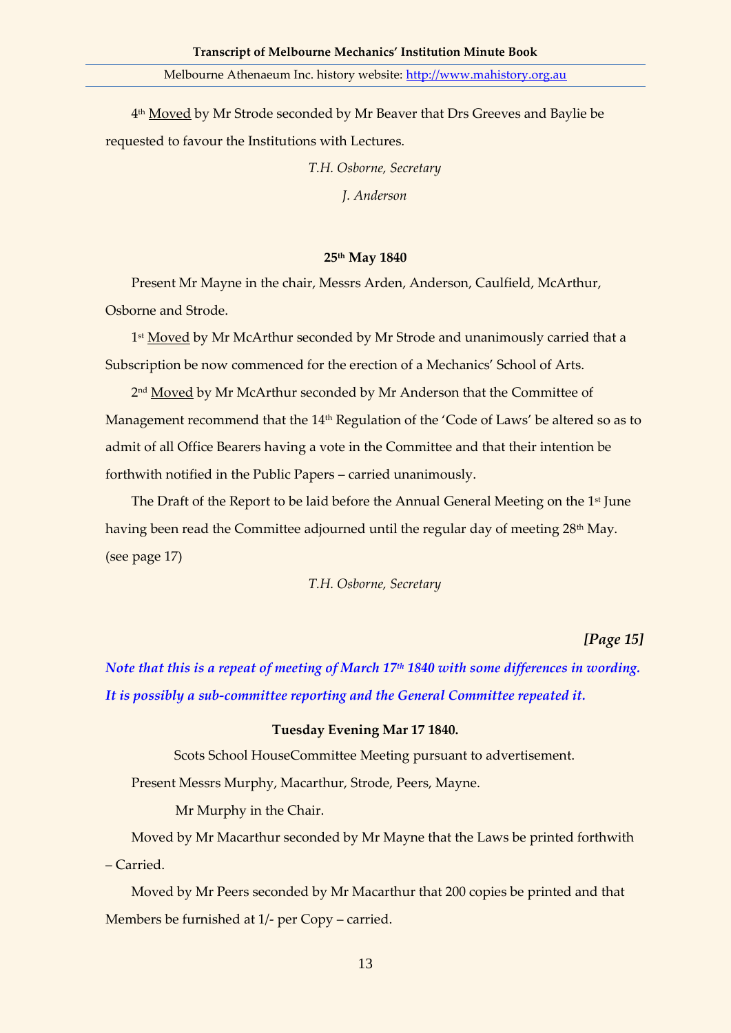4th <u>Moved</u> by Mr Strode seconded by Mr Beaver that Drs Greeves and Baylie be requested to favour the Institutions with Lectures.

*T.H. Osborne, Secretary*

*J. Anderson*

**25th May 1840**

Present Mr Mayne in the chair, Messrs Arden, Anderson, Caulfield, McArthur, Osborne and Strode.

1st <u>Moved</u> by Mr McArthur seconded by Mr Strode and unanimously carried that a Subscription be now commenced for the erection of a Mechanics' School of Arts.

2nd <u>Moved</u> by Mr McArthur seconded by Mr Anderson that the Committee of Management recommend that the 14th Regulation of the 'Code of Laws' be altered so as to admit of all Office Bearers having a vote in the Committee and that their intention be forthwith notified in the Public Papers – carried unanimously.

The Draft of the Report to be laid before the Annual General Meeting on the 1st June having been read the Committee adjourned until the regular day of meeting 28th May. (see page 17)

*T.H. Osborne, Secretary*

***[Page 15]***

***Note that this is a repeat of meeting of March 17th 1840 with some differences in wording. It is possibly a sub-committee reporting and the General Committee repeated it.***

**Tuesday Evening Mar 17 1840.**

Scots School HouseCommittee Meeting pursuant to advertisement.

Present Messrs Murphy, Macarthur, Strode, Peers, Mayne.

Mr Murphy in the Chair.

Moved by Mr Macarthur seconded by Mr Mayne that the Laws be printed forthwith – Carried.

Moved by Mr Peers seconded by Mr Macarthur that 200 copies be printed and that Members be furnished at 1/- per Copy – carried.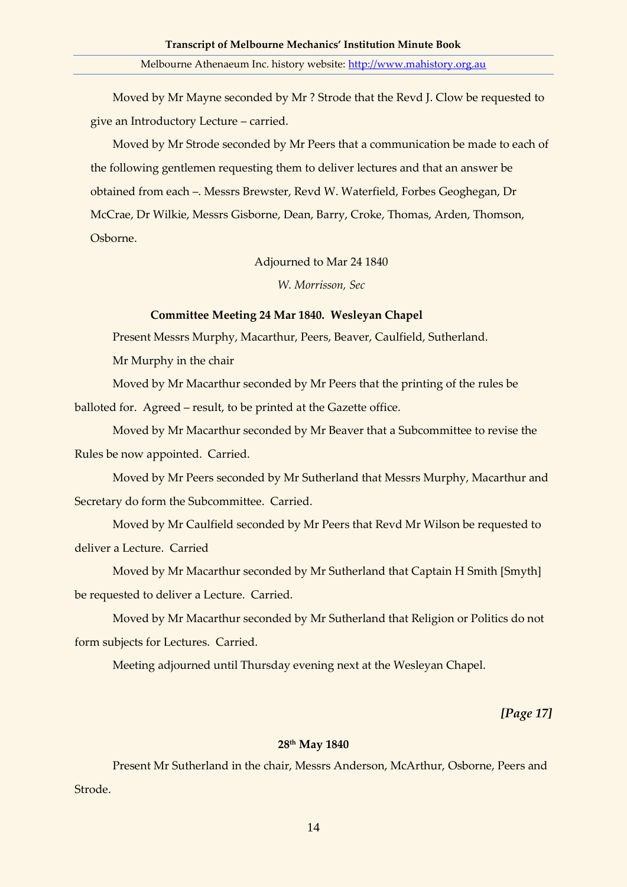Moved by Mr Mayne seconded by Mr ? Strode that the Revd J. Clow be requested to give an Introductory Lecture – carried.

Moved by Mr Strode seconded by Mr Peers that a communication be made to each of the following gentlemen requesting them to deliver lectures and that an answer be obtained from each –. Messrs Brewster, Revd W. Waterfield, Forbes Geoghegan, Dr McCrae, Dr Wilkie, Messrs Gisborne, Dean, Barry, Croke, Thomas, Arden, Thomson, Osborne.

Adjourned to Mar 24 1840

*W. Morrisson, Sec*

**Committee Meeting 24 Mar 1840. Wesleyan Chapel**

Present Messrs Murphy, Macarthur, Peers, Beaver, Caulfield, Sutherland.

Mr Murphy in the chair

Moved by Mr Macarthur seconded by Mr Peers that the printing of the rules be balloted for. Agreed – result, to be printed at the Gazette office.

Moved by Mr Macarthur seconded by Mr Beaver that a Subcommittee to revise the Rules be now appointed. Carried.

Moved by Mr Peers seconded by Mr Sutherland that Messrs Murphy, Macarthur and Secretary do form the Subcommittee. Carried.

Moved by Mr Caulfield seconded by Mr Peers that Revd Mr Wilson be requested to deliver a Lecture. Carried

Moved by Mr Macarthur seconded by Mr Sutherland that Captain H Smith [Smyth] be requested to deliver a Lecture. Carried.

Moved by Mr Macarthur seconded by Mr Sutherland that Religion or Politics do not form subjects for Lectures. Carried.

Meeting adjourned until Thursday evening next at the Wesleyan Chapel.

***[Page 17]***

**28th May 1840**

Present Mr Sutherland in the chair, Messrs Anderson, McArthur, Osborne, Peers and Strode.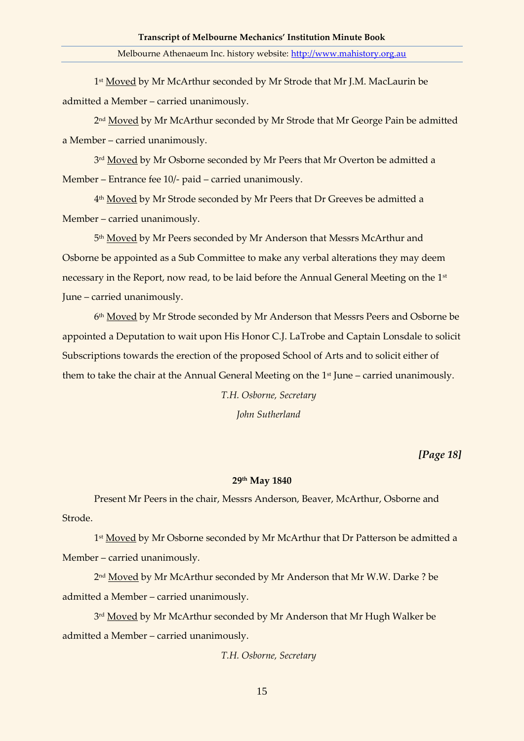1st <u>Moved</u> by Mr McArthur seconded by Mr Strode that Mr J.M. MacLaurin be admitted a Member – carried unanimously.

2nd <u>Moved</u> by Mr McArthur seconded by Mr Strode that Mr George Pain be admitted a Member – carried unanimously.

3rd <u>Moved</u> by Mr Osborne seconded by Mr Peers that Mr Overton be admitted a Member – Entrance fee 10/- paid – carried unanimously.

4th <u>Moved</u> by Mr Strode seconded by Mr Peers that Dr Greeves be admitted a Member – carried unanimously.

5th <u>Moved</u> by Mr Peers seconded by Mr Anderson that Messrs McArthur and Osborne be appointed as a Sub Committee to make any verbal alterations they may deem necessary in the Report, now read, to be laid before the Annual General Meeting on the 1st June – carried unanimously.

6th <u>Moved</u> by Mr Strode seconded by Mr Anderson that Messrs Peers and Osborne be appointed a Deputation to wait upon His Honor C.J. LaTrobe and Captain Lonsdale to solicit Subscriptions towards the erection of the proposed School of Arts and to solicit either of them to take the chair at the Annual General Meeting on the 1st June – carried unanimously.

*T.H. Osborne, Secretary*

*John Sutherland*

***[Page 18]***

**29th May 1840**

Present Mr Peers in the chair, Messrs Anderson, Beaver, McArthur, Osborne and Strode.

1st <u>Moved</u> by Mr Osborne seconded by Mr McArthur that Dr Patterson be admitted a Member – carried unanimously.

2nd <u>Moved</u> by Mr McArthur seconded by Mr Anderson that Mr W.W. Darke ? be admitted a Member – carried unanimously.

3rd <u>Moved</u> by Mr McArthur seconded by Mr Anderson that Mr Hugh Walker be admitted a Member – carried unanimously.

*T.H. Osborne, Secretary*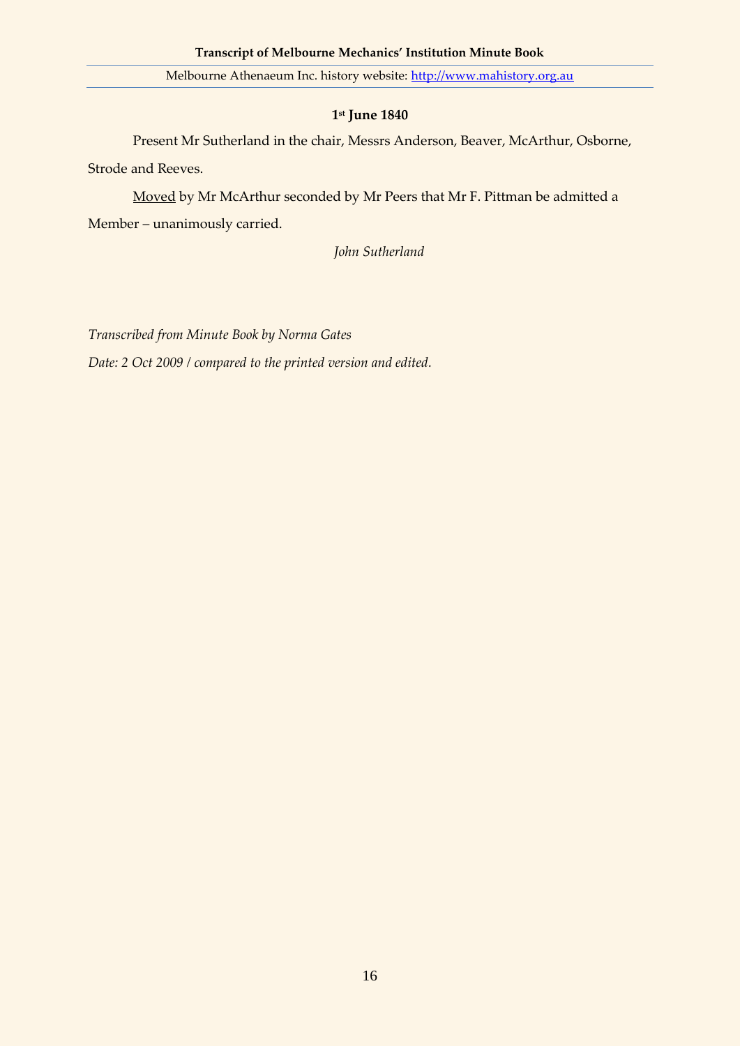**1st June 1840**

Present Mr Sutherland in the chair, Messrs Anderson, Beaver, McArthur, Osborne, Strode and Reeves.

Moved by Mr McArthur seconded by Mr Peers that Mr F. Pittman be admitted a Member – unanimously carried.

*John Sutherland*

*Transcribed from Minute Book by Norma Gates*

*Date: 2 Oct 2009 / compared to the printed version and edited.*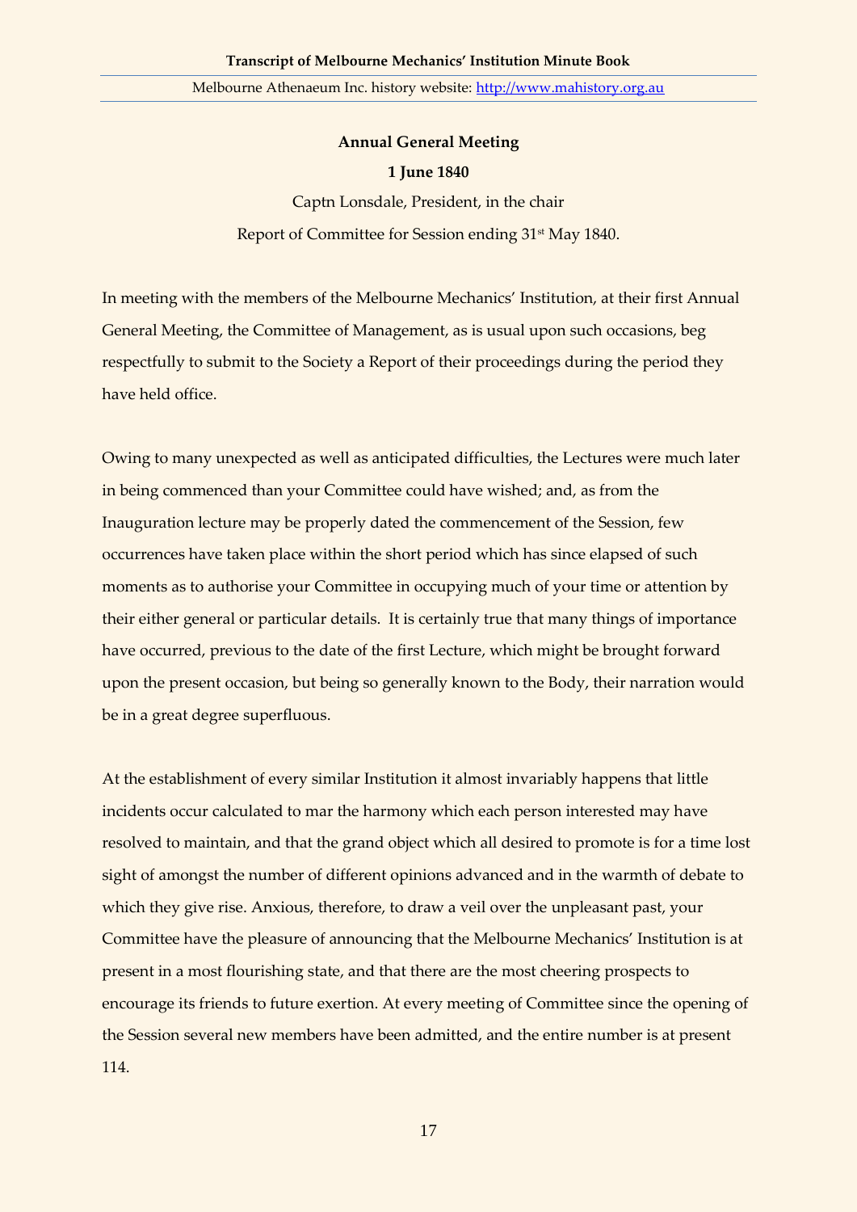**Annual General Meeting**

**1 June 1840**

Captn Lonsdale, President, in the chair

Report of Committee for Session ending 31st May 1840.

In meeting with the members of the Melbourne Mechanics' Institution, at their first Annual General Meeting, the Committee of Management, as is usual upon such occasions, beg respectfully to submit to the Society a Report of their proceedings during the period they have held office.

Owing to many unexpected as well as anticipated difficulties, the Lectures were much later in being commenced than your Committee could have wished; and, as from the Inauguration lecture may be properly dated the commencement of the Session, few occurrences have taken place within the short period which has since elapsed of such moments as to authorise your Committee in occupying much of your time or attention by their either general or particular details. It is certainly true that many things of importance have occurred, previous to the date of the first Lecture, which might be brought forward upon the present occasion, but being so generally known to the Body, their narration would be in a great degree superfluous.

At the establishment of every similar Institution it almost invariably happens that little incidents occur calculated to mar the harmony which each person interested may have resolved to maintain, and that the grand object which all desired to promote is for a time lost sight of amongst the number of different opinions advanced and in the warmth of debate to which they give rise. Anxious, therefore, to draw a veil over the unpleasant past, your Committee have the pleasure of announcing that the Melbourne Mechanics' Institution is at present in a most flourishing state, and that there are the most cheering prospects to encourage its friends to future exertion. At every meeting of Committee since the opening of the Session several new members have been admitted, and the entire number is at present 114.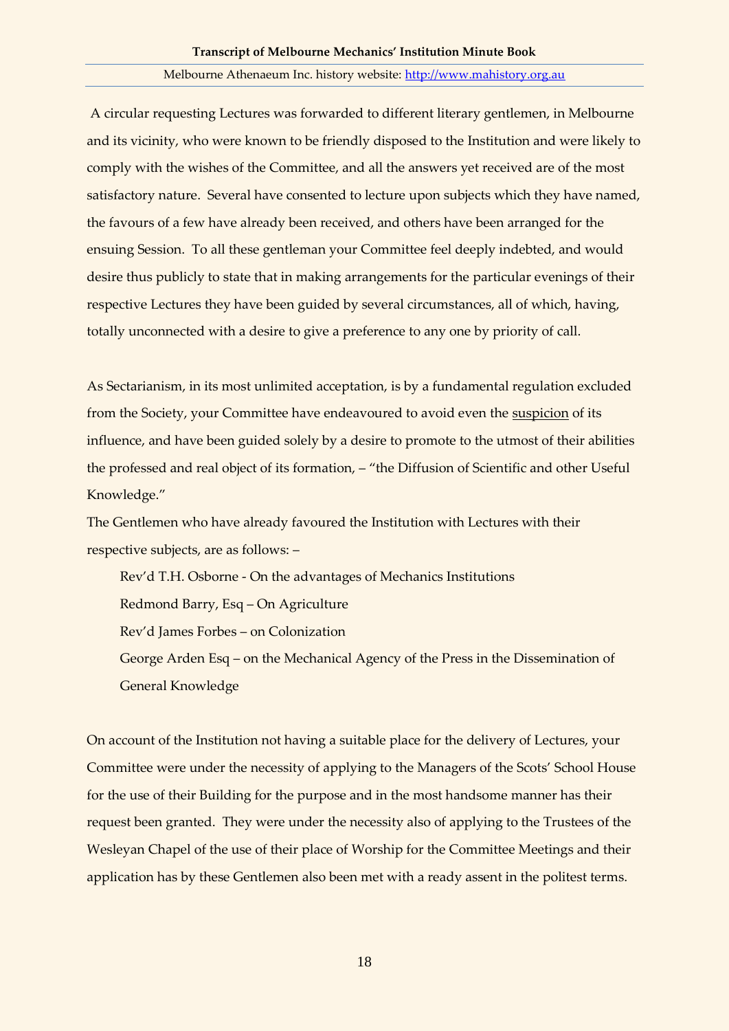A circular requesting Lectures was forwarded to different literary gentlemen, in Melbourne and its vicinity, who were known to be friendly disposed to the Institution and were likely to comply with the wishes of the Committee, and all the answers yet received are of the most satisfactory nature. Several have consented to lecture upon subjects which they have named, the favours of a few have already been received, and others have been arranged for the ensuing Session. To all these gentleman your Committee feel deeply indebted, and would desire thus publicly to state that in making arrangements for the particular evenings of their respective Lectures they have been guided by several circumstances, all of which, having, totally unconnected with a desire to give a preference to any one by priority of call.

As Sectarianism, in its most unlimited acceptation, is by a fundamental regulation excluded from the Society, your Committee have endeavoured to avoid even the <u>suspicion</u> of its influence, and have been guided solely by a desire to promote to the utmost of their abilities the professed and real object of its formation, – "the Diffusion of Scientific and other Useful Knowledge."

The Gentlemen who have already favoured the Institution with Lectures with their respective subjects, are as follows: –

- Rev'd T.H. Osborne - On the advantages of Mechanics Institutions
- Redmond Barry, Esq – On Agriculture
- Rev'd James Forbes – on Colonization
- George Arden Esq – on the Mechanical Agency of the Press in the Dissemination of General Knowledge

On account of the Institution not having a suitable place for the delivery of Lectures, your Committee were under the necessity of applying to the Managers of the Scots' School House for the use of their Building for the purpose and in the most handsome manner has their request been granted. They were under the necessity also of applying to the Trustees of the Wesleyan Chapel of the use of their place of Worship for the Committee Meetings and their application has by these Gentlemen also been met with a ready assent in the politest terms.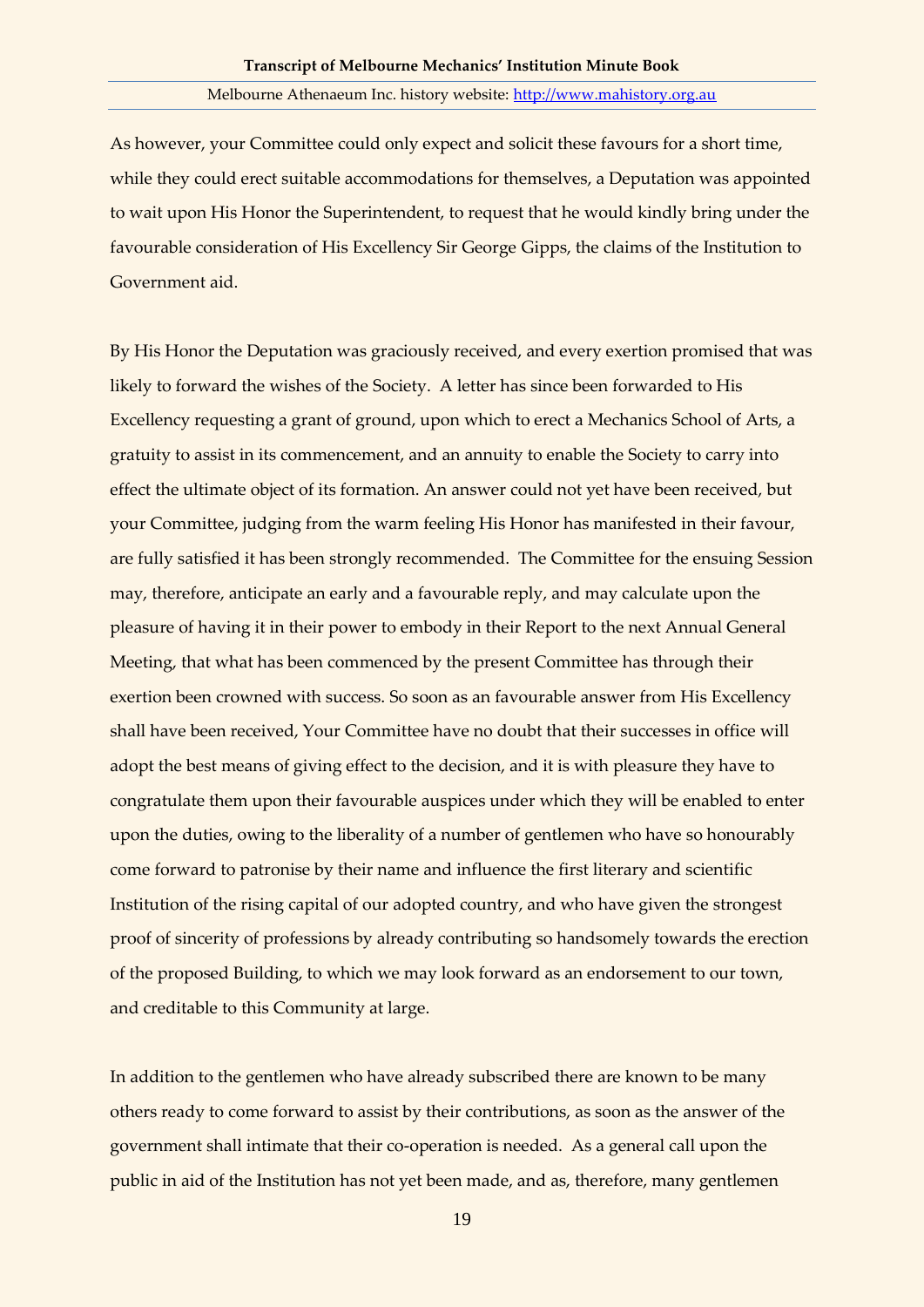As however, your Committee could only expect and solicit these favours for a short time, while they could erect suitable accommodations for themselves, a Deputation was appointed to wait upon His Honor the Superintendent, to request that he would kindly bring under the favourable consideration of His Excellency Sir George Gipps, the claims of the Institution to Government aid.

By His Honor the Deputation was graciously received, and every exertion promised that was likely to forward the wishes of the Society. A letter has since been forwarded to His Excellency requesting a grant of ground, upon which to erect a Mechanics School of Arts, a gratuity to assist in its commencement, and an annuity to enable the Society to carry into effect the ultimate object of its formation. An answer could not yet have been received, but your Committee, judging from the warm feeling His Honor has manifested in their favour, are fully satisfied it has been strongly recommended. The Committee for the ensuing Session may, therefore, anticipate an early and a favourable reply, and may calculate upon the pleasure of having it in their power to embody in their Report to the next Annual General Meeting, that what has been commenced by the present Committee has through their exertion been crowned with success. So soon as an favourable answer from His Excellency shall have been received, Your Committee have no doubt that their successes in office will adopt the best means of giving effect to the decision, and it is with pleasure they have to congratulate them upon their favourable auspices under which they will be enabled to enter upon the duties, owing to the liberality of a number of gentlemen who have so honourably come forward to patronise by their name and influence the first literary and scientific Institution of the rising capital of our adopted country, and who have given the strongest proof of sincerity of professions by already contributing so handsomely towards the erection of the proposed Building, to which we may look forward as an endorsement to our town, and creditable to this Community at large.

In addition to the gentlemen who have already subscribed there are known to be many others ready to come forward to assist by their contributions, as soon as the answer of the government shall intimate that their co-operation is needed. As a general call upon the public in aid of the Institution has not yet been made, and as, therefore, many gentlemen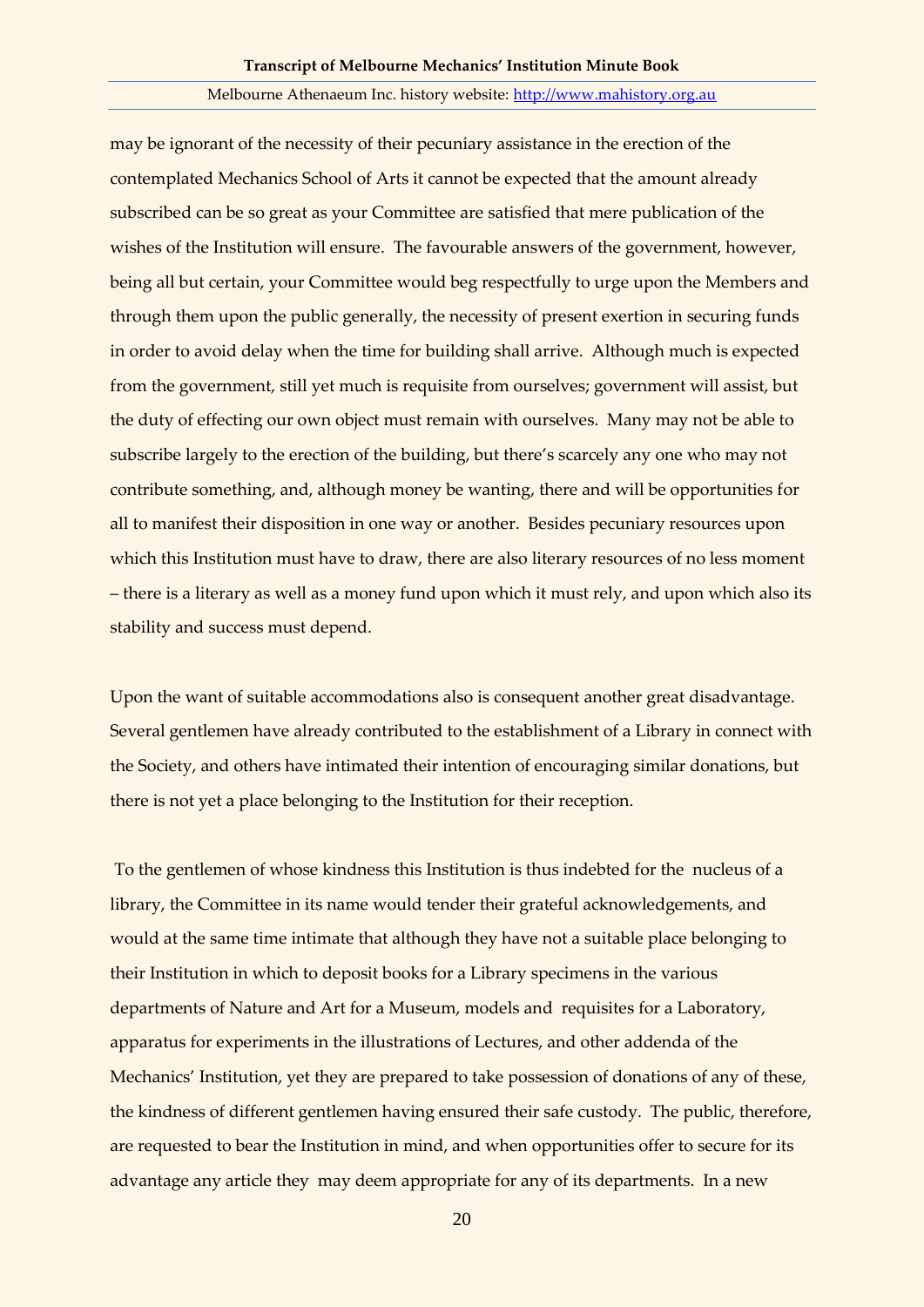may be ignorant of the necessity of their pecuniary assistance in the erection of the contemplated Mechanics School of Arts it cannot be expected that the amount already subscribed can be so great as your Committee are satisfied that mere publication of the wishes of the Institution will ensure. The favourable answers of the government, however, being all but certain, your Committee would beg respectfully to urge upon the Members and through them upon the public generally, the necessity of present exertion in securing funds in order to avoid delay when the time for building shall arrive. Although much is expected from the government, still yet much is requisite from ourselves; government will assist, but the duty of effecting our own object must remain with ourselves. Many may not be able to subscribe largely to the erection of the building, but there's scarcely any one who may not contribute something, and, although money be wanting, there and will be opportunities for all to manifest their disposition in one way or another. Besides pecuniary resources upon which this Institution must have to draw, there are also literary resources of no less moment – there is a literary as well as a money fund upon which it must rely, and upon which also its stability and success must depend.

Upon the want of suitable accommodations also is consequent another great disadvantage. Several gentlemen have already contributed to the establishment of a Library in connect with the Society, and others have intimated their intention of encouraging similar donations, but there is not yet a place belonging to the Institution for their reception.

To the gentlemen of whose kindness this Institution is thus indebted for the nucleus of a library, the Committee in its name would tender their grateful acknowledgements, and would at the same time intimate that although they have not a suitable place belonging to their Institution in which to deposit books for a Library specimens in the various departments of Nature and Art for a Museum, models and requisites for a Laboratory, apparatus for experiments in the illustrations of Lectures, and other addenda of the Mechanics' Institution, yet they are prepared to take possession of donations of any of these, the kindness of different gentlemen having ensured their safe custody. The public, therefore, are requested to bear the Institution in mind, and when opportunities offer to secure for its advantage any article they may deem appropriate for any of its departments. In a new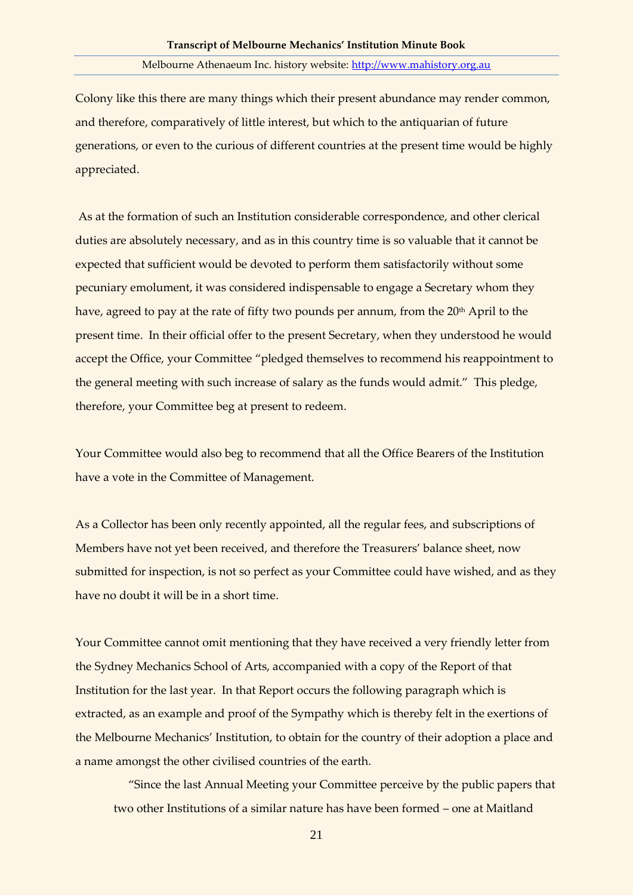Colony like this there are many things which their present abundance may render common, and therefore, comparatively of little interest, but which to the antiquarian of future generations, or even to the curious of different countries at the present time would be highly appreciated.

As at the formation of such an Institution considerable correspondence, and other clerical duties are absolutely necessary, and as in this country time is so valuable that it cannot be expected that sufficient would be devoted to perform them satisfactorily without some pecuniary emolument, it was considered indispensable to engage a Secretary whom they have, agreed to pay at the rate of fifty two pounds per annum, from the 20th April to the present time. In their official offer to the present Secretary, when they understood he would accept the Office, your Committee "pledged themselves to recommend his reappointment to the general meeting with such increase of salary as the funds would admit." This pledge, therefore, your Committee beg at present to redeem.

Your Committee would also beg to recommend that all the Office Bearers of the Institution have a vote in the Committee of Management.

As a Collector has been only recently appointed, all the regular fees, and subscriptions of Members have not yet been received, and therefore the Treasurers' balance sheet, now submitted for inspection, is not so perfect as your Committee could have wished, and as they have no doubt it will be in a short time.

Your Committee cannot omit mentioning that they have received a very friendly letter from the Sydney Mechanics School of Arts, accompanied with a copy of the Report of that Institution for the last year. In that Report occurs the following paragraph which is extracted, as an example and proof of the Sympathy which is thereby felt in the exertions of the Melbourne Mechanics' Institution, to obtain for the country of their adoption a place and a name amongst the other civilised countries of the earth.

> "Since the last Annual Meeting your Committee perceive by the public papers that two other Institutions of a similar nature has have been formed – one at Maitland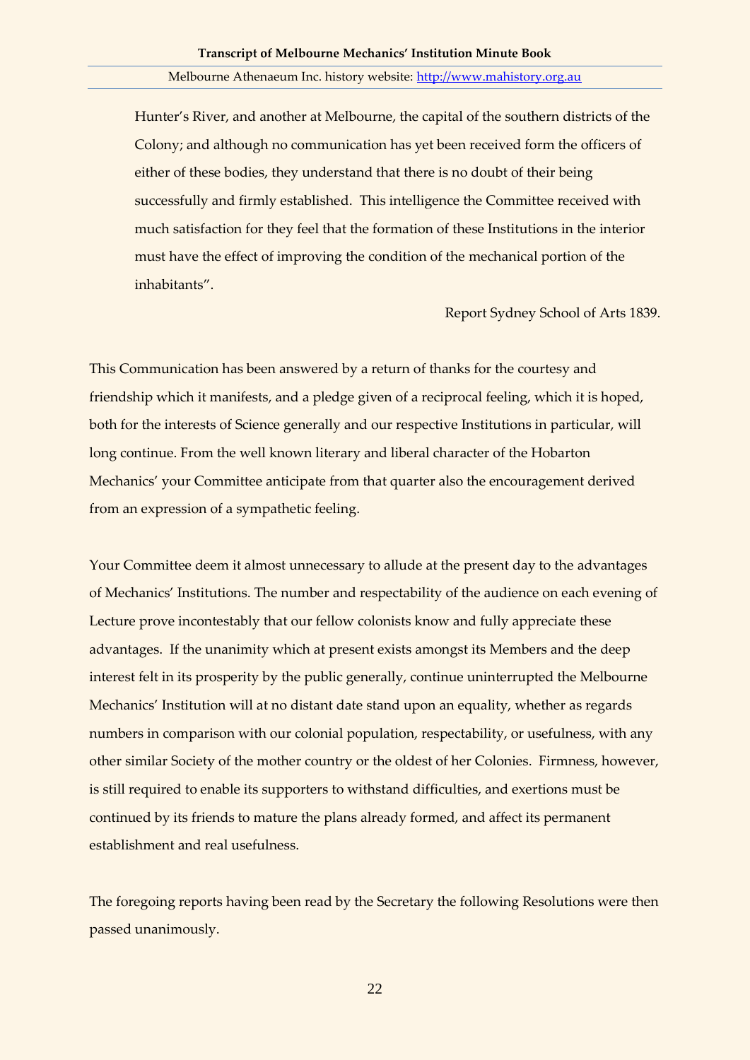> Hunter's River, and another at Melbourne, the capital of the southern districts of the Colony; and although no communication has yet been received form the officers of either of these bodies, they understand that there is no doubt of their being successfully and firmly established. This intelligence the Committee received with much satisfaction for they feel that the formation of these Institutions in the interior must have the effect of improving the condition of the mechanical portion of the inhabitants".
>
> Report Sydney School of Arts 1839.

This Communication has been answered by a return of thanks for the courtesy and friendship which it manifests, and a pledge given of a reciprocal feeling, which it is hoped, both for the interests of Science generally and our respective Institutions in particular, will long continue. From the well known literary and liberal character of the Hobarton Mechanics' your Committee anticipate from that quarter also the encouragement derived from an expression of a sympathetic feeling.

Your Committee deem it almost unnecessary to allude at the present day to the advantages of Mechanics' Institutions. The number and respectability of the audience on each evening of Lecture prove incontestably that our fellow colonists know and fully appreciate these advantages. If the unanimity which at present exists amongst its Members and the deep interest felt in its prosperity by the public generally, continue uninterrupted the Melbourne Mechanics' Institution will at no distant date stand upon an equality, whether as regards numbers in comparison with our colonial population, respectability, or usefulness, with any other similar Society of the mother country or the oldest of her Colonies. Firmness, however, is still required to enable its supporters to withstand difficulties, and exertions must be continued by its friends to mature the plans already formed, and affect its permanent establishment and real usefulness.

The foregoing reports having been read by the Secretary the following Resolutions were then passed unanimously.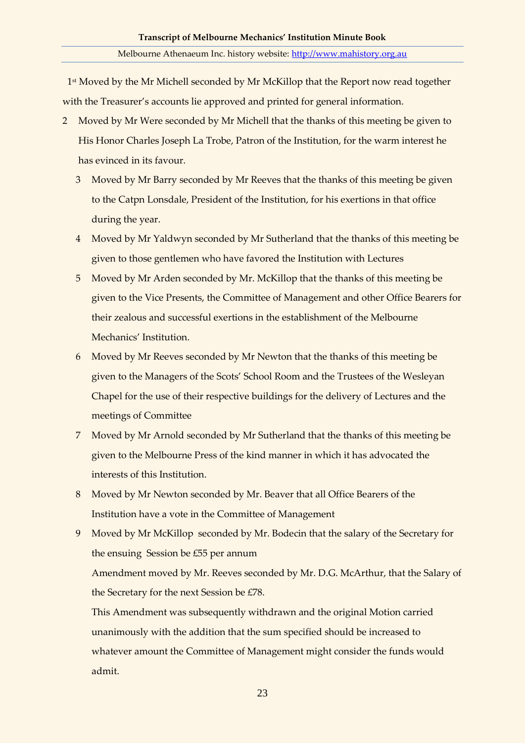1st Moved by the Mr Michell seconded by Mr McKillop that the Report now read together with the Treasurer's accounts lie approved and printed for general information.

2 Moved by Mr Were seconded by Mr Michell that the thanks of this meeting be given to His Honor Charles Joseph La Trobe, Patron of the Institution, for the warm interest he has evinced in its favour.

3 Moved by Mr Barry seconded by Mr Reeves that the thanks of this meeting be given to the Catpn Lonsdale, President of the Institution, for his exertions in that office during the year.

4 Moved by Mr Yaldwyn seconded by Mr Sutherland that the thanks of this meeting be given to those gentlemen who have favored the Institution with Lectures

5 Moved by Mr Arden seconded by Mr. McKillop that the thanks of this meeting be given to the Vice Presents, the Committee of Management and other Office Bearers for their zealous and successful exertions in the establishment of the Melbourne Mechanics' Institution.

6 Moved by Mr Reeves seconded by Mr Newton that the thanks of this meeting be given to the Managers of the Scots' School Room and the Trustees of the Wesleyan Chapel for the use of their respective buildings for the delivery of Lectures and the meetings of Committee

7 Moved by Mr Arnold seconded by Mr Sutherland that the thanks of this meeting be given to the Melbourne Press of the kind manner in which it has advocated the interests of this Institution.

8 Moved by Mr Newton seconded by Mr. Beaver that all Office Bearers of the Institution have a vote in the Committee of Management

9 Moved by Mr McKillop seconded by Mr. Bodecin that the salary of the Secretary for the ensuing Session be £55 per annum

Amendment moved by Mr. Reeves seconded by Mr. D.G. McArthur, that the Salary of the Secretary for the next Session be £78.

This Amendment was subsequently withdrawn and the original Motion carried unanimously with the addition that the sum specified should be increased to whatever amount the Committee of Management might consider the funds would admit.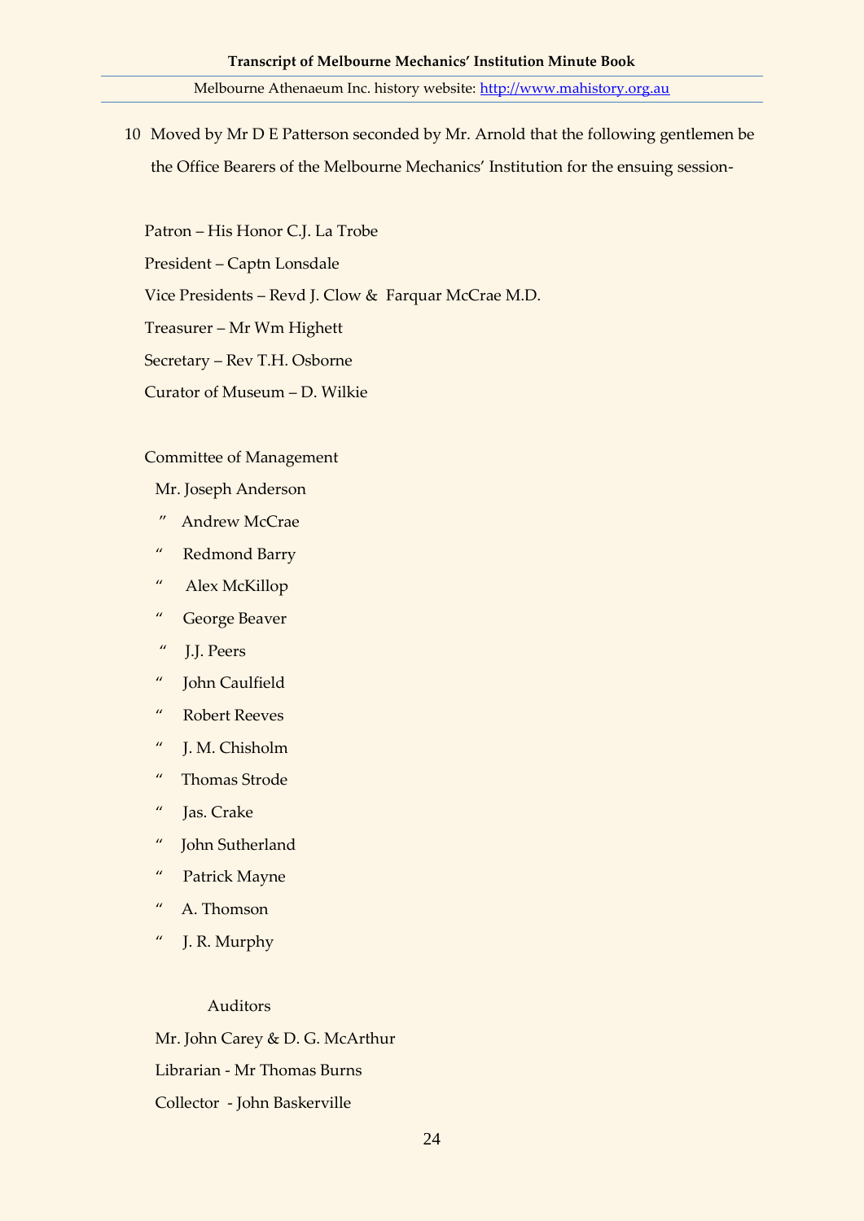10 Moved by Mr D E Patterson seconded by Mr. Arnold that the following gentlemen be the Office Bearers of the Melbourne Mechanics' Institution for the ensuing session-

Patron – His Honor C.J. La Trobe

President – Captn Lonsdale

Vice Presidents – Revd J. Clow & Farquar McCrae M.D.

Treasurer – Mr Wm Highett

Secretary – Rev T.H. Osborne

Curator of Museum – D. Wilkie

Committee of Management

Mr. Joseph Anderson

" Andrew McCrae

" Redmond Barry

" Alex McKillop

" George Beaver

" J.J. Peers

" John Caulfield

" Robert Reeves

" J. M. Chisholm

" Thomas Strode

" Jas. Crake

" John Sutherland

" Patrick Mayne

" A. Thomson

" J. R. Murphy

Auditors

Mr. John Carey & D. G. McArthur

Librarian - Mr Thomas Burns

Collector - John Baskerville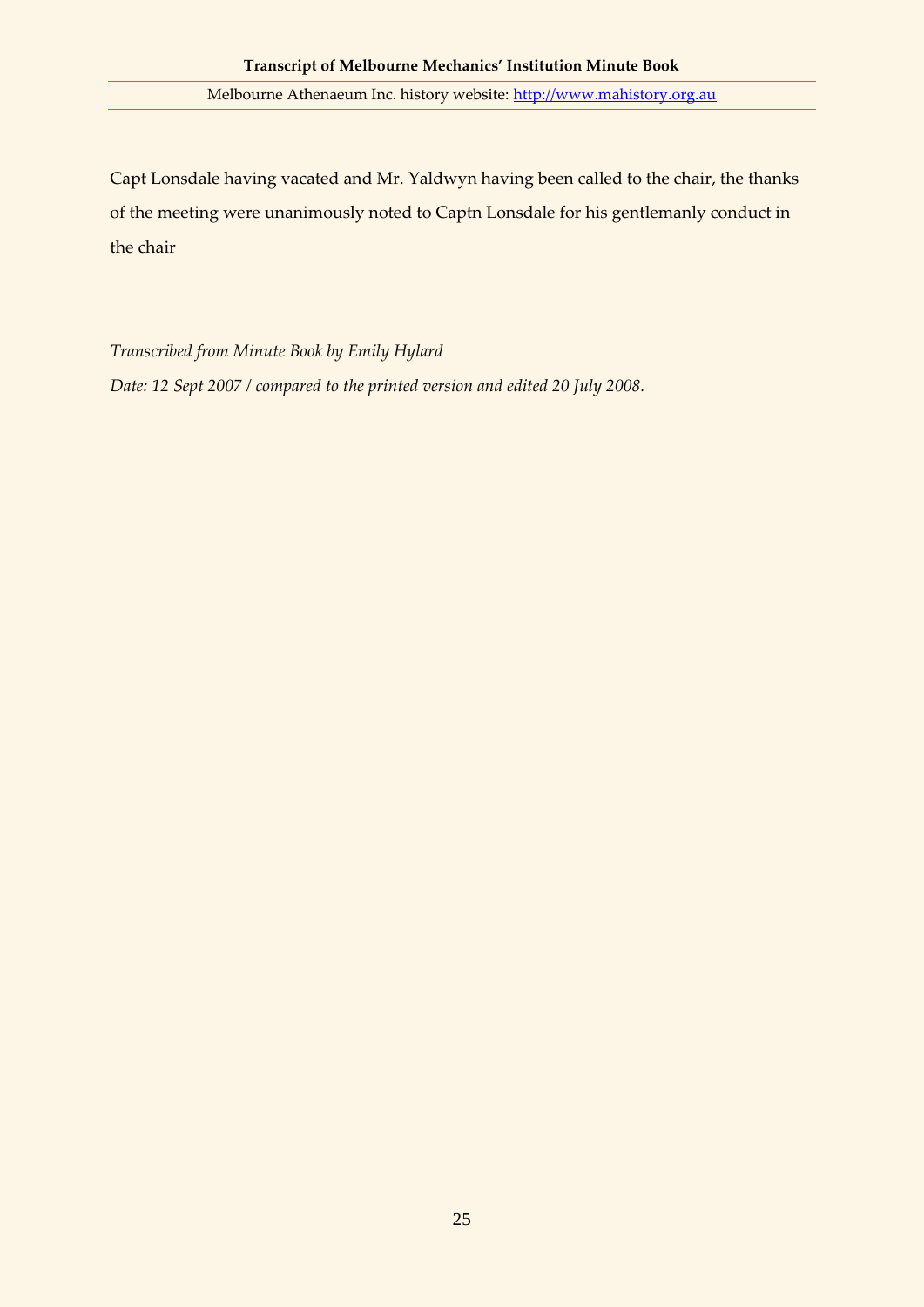Capt Lonsdale having vacated and Mr. Yaldwyn having been called to the chair, the thanks of the meeting were unanimously noted to Captn Lonsdale for his gentlemanly conduct in the chair

*Transcribed from Minute Book by Emily Hylard*

*Date: 12 Sept 2007 / compared to the printed version and edited 20 July 2008.*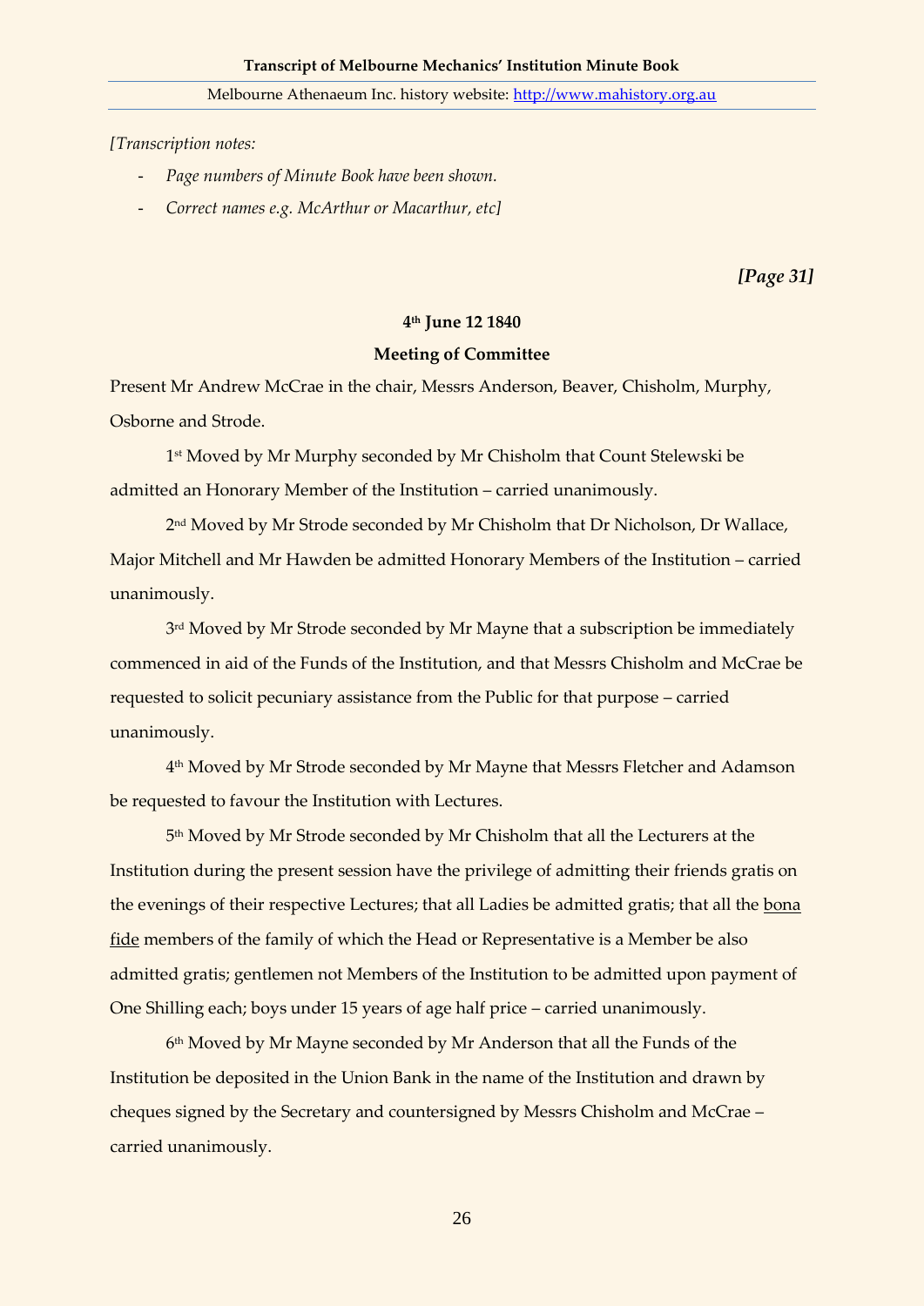*[Transcription notes:*

- *Page numbers of Minute Book have been shown.*
- *Correct names e.g. McArthur or Macarthur, etc]*

***[Page 31]***

**4th June 12 1840**

**Meeting of Committee**

Present Mr Andrew McCrae in the chair, Messrs Anderson, Beaver, Chisholm, Murphy, Osborne and Strode.

1st Moved by Mr Murphy seconded by Mr Chisholm that Count Stelewski be admitted an Honorary Member of the Institution – carried unanimously.

2nd Moved by Mr Strode seconded by Mr Chisholm that Dr Nicholson, Dr Wallace, Major Mitchell and Mr Hawden be admitted Honorary Members of the Institution – carried unanimously.

3rd Moved by Mr Strode seconded by Mr Mayne that a subscription be immediately commenced in aid of the Funds of the Institution, and that Messrs Chisholm and McCrae be requested to solicit pecuniary assistance from the Public for that purpose – carried unanimously.

4th Moved by Mr Strode seconded by Mr Mayne that Messrs Fletcher and Adamson be requested to favour the Institution with Lectures.

5th Moved by Mr Strode seconded by Mr Chisholm that all the Lecturers at the Institution during the present session have the privilege of admitting their friends gratis on the evenings of their respective Lectures; that all Ladies be admitted gratis; that all the bona fide members of the family of which the Head or Representative is a Member be also admitted gratis; gentlemen not Members of the Institution to be admitted upon payment of One Shilling each; boys under 15 years of age half price – carried unanimously.

6th Moved by Mr Mayne seconded by Mr Anderson that all the Funds of the Institution be deposited in the Union Bank in the name of the Institution and drawn by cheques signed by the Secretary and countersigned by Messrs Chisholm and McCrae – carried unanimously.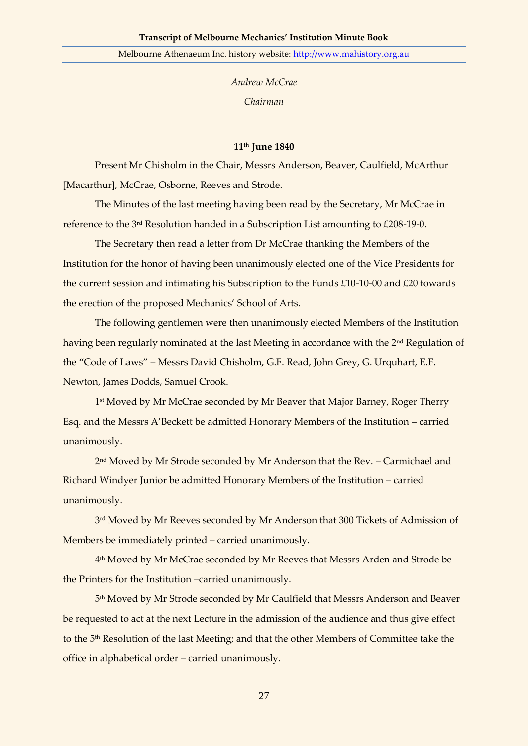*Andrew McCrae*

*Chairman*

**11th June 1840**

Present Mr Chisholm in the Chair, Messrs Anderson, Beaver, Caulfield, McArthur [Macarthur], McCrae, Osborne, Reeves and Strode.

The Minutes of the last meeting having been read by the Secretary, Mr McCrae in reference to the 3rd Resolution handed in a Subscription List amounting to £208-19-0.

The Secretary then read a letter from Dr McCrae thanking the Members of the Institution for the honor of having been unanimously elected one of the Vice Presidents for the current session and intimating his Subscription to the Funds £10-10-00 and £20 towards the erection of the proposed Mechanics' School of Arts.

The following gentlemen were then unanimously elected Members of the Institution having been regularly nominated at the last Meeting in accordance with the 2nd Regulation of the "Code of Laws" – Messrs David Chisholm, G.F. Read, John Grey, G. Urquhart, E.F. Newton, James Dodds, Samuel Crook.

1st Moved by Mr McCrae seconded by Mr Beaver that Major Barney, Roger Therry Esq. and the Messrs A'Beckett be admitted Honorary Members of the Institution – carried unanimously.

2nd Moved by Mr Strode seconded by Mr Anderson that the Rev. – Carmichael and Richard Windyer Junior be admitted Honorary Members of the Institution – carried unanimously.

3rd Moved by Mr Reeves seconded by Mr Anderson that 300 Tickets of Admission of Members be immediately printed – carried unanimously.

4th Moved by Mr McCrae seconded by Mr Reeves that Messrs Arden and Strode be the Printers for the Institution –carried unanimously.

5th Moved by Mr Strode seconded by Mr Caulfield that Messrs Anderson and Beaver be requested to act at the next Lecture in the admission of the audience and thus give effect to the 5th Resolution of the last Meeting; and that the other Members of Committee take the office in alphabetical order – carried unanimously.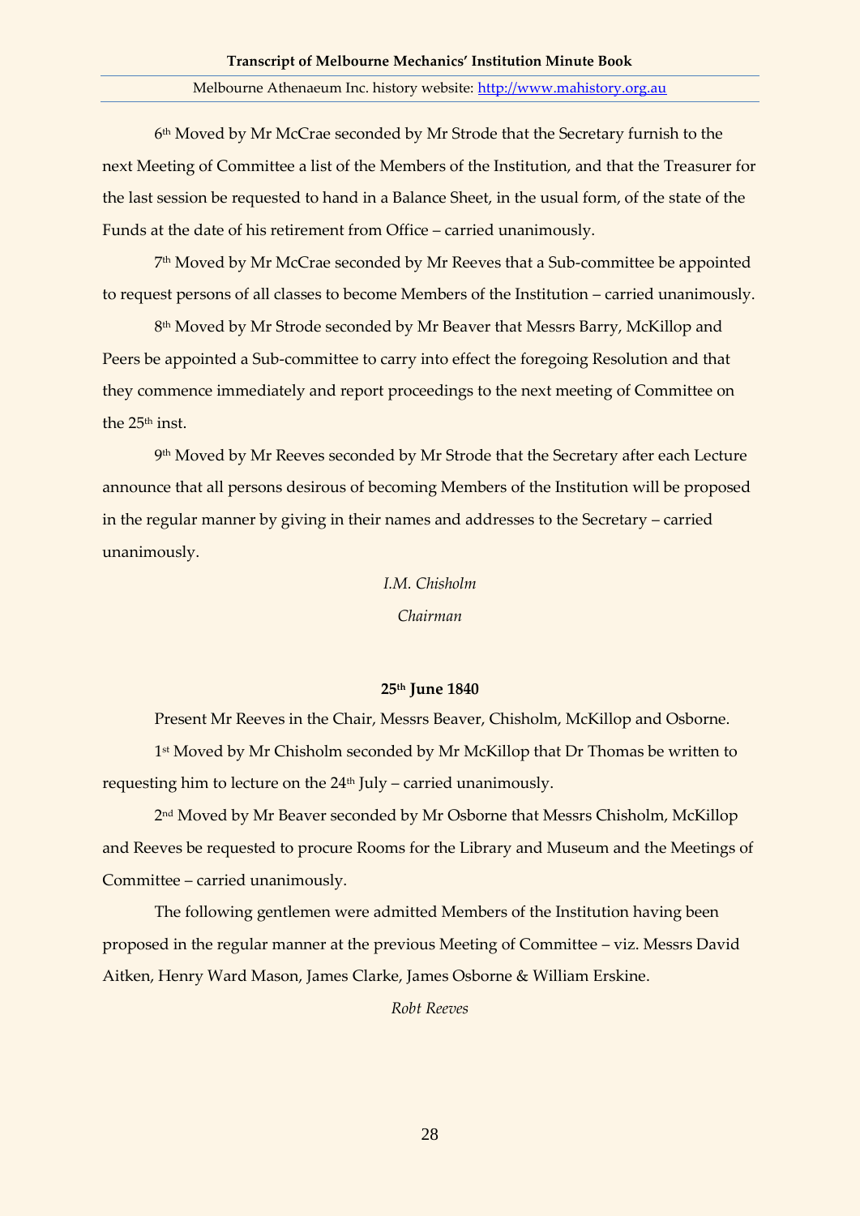6th Moved by Mr McCrae seconded by Mr Strode that the Secretary furnish to the next Meeting of Committee a list of the Members of the Institution, and that the Treasurer for the last session be requested to hand in a Balance Sheet, in the usual form, of the state of the Funds at the date of his retirement from Office – carried unanimously.

7th Moved by Mr McCrae seconded by Mr Reeves that a Sub-committee be appointed to request persons of all classes to become Members of the Institution – carried unanimously.

8th Moved by Mr Strode seconded by Mr Beaver that Messrs Barry, McKillop and Peers be appointed a Sub-committee to carry into effect the foregoing Resolution and that they commence immediately and report proceedings to the next meeting of Committee on the 25th inst.

9th Moved by Mr Reeves seconded by Mr Strode that the Secretary after each Lecture announce that all persons desirous of becoming Members of the Institution will be proposed in the regular manner by giving in their names and addresses to the Secretary – carried unanimously.

*I.M. Chisholm*

*Chairman*

**25th June 1840**

Present Mr Reeves in the Chair, Messrs Beaver, Chisholm, McKillop and Osborne.

1st Moved by Mr Chisholm seconded by Mr McKillop that Dr Thomas be written to requesting him to lecture on the 24th July – carried unanimously.

2nd Moved by Mr Beaver seconded by Mr Osborne that Messrs Chisholm, McKillop and Reeves be requested to procure Rooms for the Library and Museum and the Meetings of Committee – carried unanimously.

The following gentlemen were admitted Members of the Institution having been proposed in the regular manner at the previous Meeting of Committee – viz. Messrs David Aitken, Henry Ward Mason, James Clarke, James Osborne & William Erskine.

*Robt Reeves*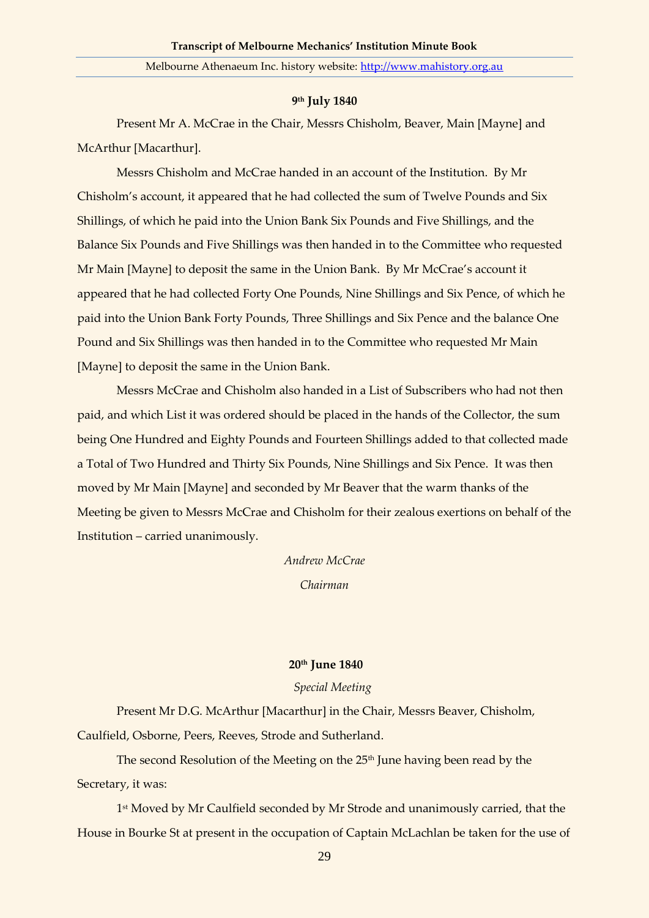**9th July 1840**

Present Mr A. McCrae in the Chair, Messrs Chisholm, Beaver, Main [Mayne] and McArthur [Macarthur].

Messrs Chisholm and McCrae handed in an account of the Institution. By Mr Chisholm's account, it appeared that he had collected the sum of Twelve Pounds and Six Shillings, of which he paid into the Union Bank Six Pounds and Five Shillings, and the Balance Six Pounds and Five Shillings was then handed in to the Committee who requested Mr Main [Mayne] to deposit the same in the Union Bank. By Mr McCrae's account it appeared that he had collected Forty One Pounds, Nine Shillings and Six Pence, of which he paid into the Union Bank Forty Pounds, Three Shillings and Six Pence and the balance One Pound and Six Shillings was then handed in to the Committee who requested Mr Main [Mayne] to deposit the same in the Union Bank.

Messrs McCrae and Chisholm also handed in a List of Subscribers who had not then paid, and which List it was ordered should be placed in the hands of the Collector, the sum being One Hundred and Eighty Pounds and Fourteen Shillings added to that collected made a Total of Two Hundred and Thirty Six Pounds, Nine Shillings and Six Pence. It was then moved by Mr Main [Mayne] and seconded by Mr Beaver that the warm thanks of the Meeting be given to Messrs McCrae and Chisholm for their zealous exertions on behalf of the Institution – carried unanimously.

*Andrew McCrae*

*Chairman*

**20th June 1840**

*Special Meeting*

Present Mr D.G. McArthur [Macarthur] in the Chair, Messrs Beaver, Chisholm, Caulfield, Osborne, Peers, Reeves, Strode and Sutherland.

The second Resolution of the Meeting on the 25th June having been read by the Secretary, it was:

1st Moved by Mr Caulfield seconded by Mr Strode and unanimously carried, that the House in Bourke St at present in the occupation of Captain McLachlan be taken for the use of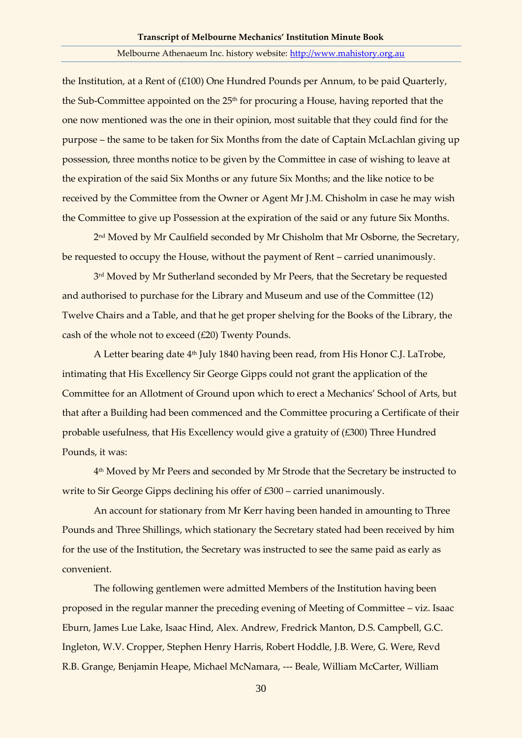the Institution, at a Rent of (£100) One Hundred Pounds per Annum, to be paid Quarterly, the Sub-Committee appointed on the 25th for procuring a House, having reported that the one now mentioned was the one in their opinion, most suitable that they could find for the purpose – the same to be taken for Six Months from the date of Captain McLachlan giving up possession, three months notice to be given by the Committee in case of wishing to leave at the expiration of the said Six Months or any future Six Months; and the like notice to be received by the Committee from the Owner or Agent Mr J.M. Chisholm in case he may wish the Committee to give up Possession at the expiration of the said or any future Six Months.

2nd Moved by Mr Caulfield seconded by Mr Chisholm that Mr Osborne, the Secretary, be requested to occupy the House, without the payment of Rent – carried unanimously.

3rd Moved by Mr Sutherland seconded by Mr Peers, that the Secretary be requested and authorised to purchase for the Library and Museum and use of the Committee (12) Twelve Chairs and a Table, and that he get proper shelving for the Books of the Library, the cash of the whole not to exceed (£20) Twenty Pounds.

A Letter bearing date 4th July 1840 having been read, from His Honor C.J. LaTrobe, intimating that His Excellency Sir George Gipps could not grant the application of the Committee for an Allotment of Ground upon which to erect a Mechanics' School of Arts, but that after a Building had been commenced and the Committee procuring a Certificate of their probable usefulness, that His Excellency would give a gratuity of (£300) Three Hundred Pounds, it was:

4th Moved by Mr Peers and seconded by Mr Strode that the Secretary be instructed to write to Sir George Gipps declining his offer of £300 – carried unanimously.

An account for stationary from Mr Kerr having been handed in amounting to Three Pounds and Three Shillings, which stationary the Secretary stated had been received by him for the use of the Institution, the Secretary was instructed to see the same paid as early as convenient.

The following gentlemen were admitted Members of the Institution having been proposed in the regular manner the preceding evening of Meeting of Committee – viz. Isaac Eburn, James Lue Lake, Isaac Hind, Alex. Andrew, Fredrick Manton, D.S. Campbell, G.C. Ingleton, W.V. Cropper, Stephen Henry Harris, Robert Hoddle, J.B. Were, G. Were, Revd R.B. Grange, Benjamin Heape, Michael McNamara, --- Beale, William McCarter, William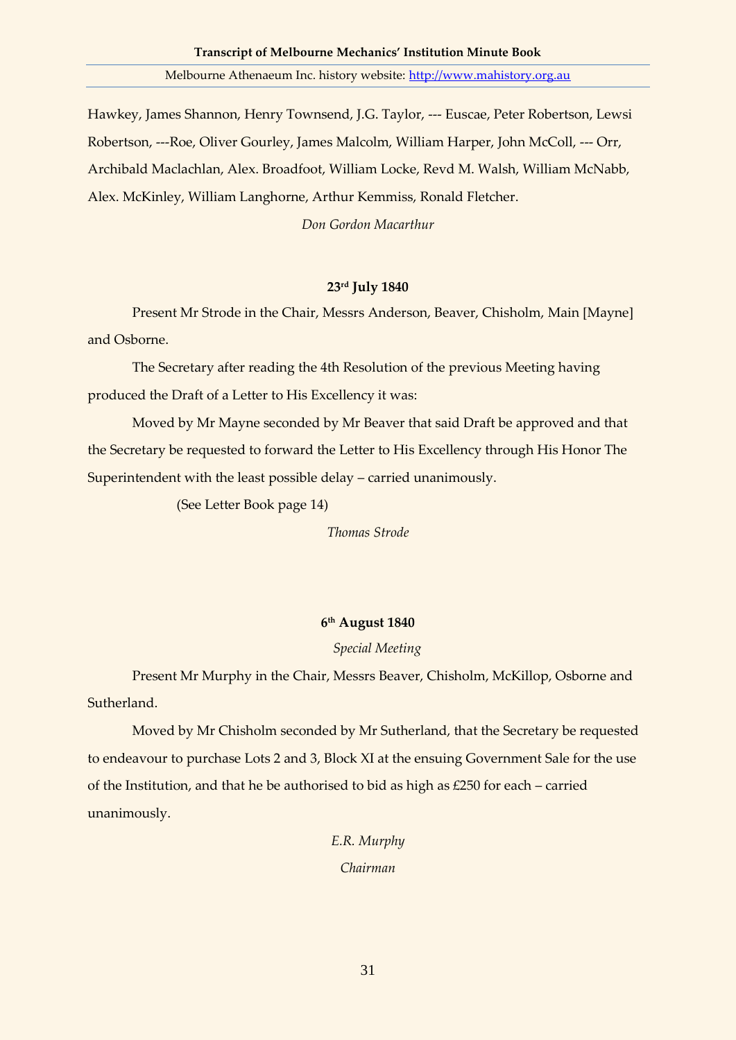Hawkey, James Shannon, Henry Townsend, J.G. Taylor, --- Euscae, Peter Robertson, Lewsi Robertson, ---Roe, Oliver Gourley, James Malcolm, William Harper, John McColl, --- Orr, Archibald Maclachlan, Alex. Broadfoot, William Locke, Revd M. Walsh, William McNabb, Alex. McKinley, William Langhorne, Arthur Kemmiss, Ronald Fletcher.

*Don Gordon Macarthur*

**23rd July 1840**

Present Mr Strode in the Chair, Messrs Anderson, Beaver, Chisholm, Main [Mayne] and Osborne.

The Secretary after reading the 4th Resolution of the previous Meeting having produced the Draft of a Letter to His Excellency it was:

Moved by Mr Mayne seconded by Mr Beaver that said Draft be approved and that the Secretary be requested to forward the Letter to His Excellency through His Honor The Superintendent with the least possible delay – carried unanimously.

(See Letter Book page 14)

*Thomas Strode*

**6th August 1840**

*Special Meeting*

Present Mr Murphy in the Chair, Messrs Beaver, Chisholm, McKillop, Osborne and Sutherland.

Moved by Mr Chisholm seconded by Mr Sutherland, that the Secretary be requested to endeavour to purchase Lots 2 and 3, Block XI at the ensuing Government Sale for the use of the Institution, and that he be authorised to bid as high as £250 for each – carried unanimously.

*E.R. Murphy*

*Chairman*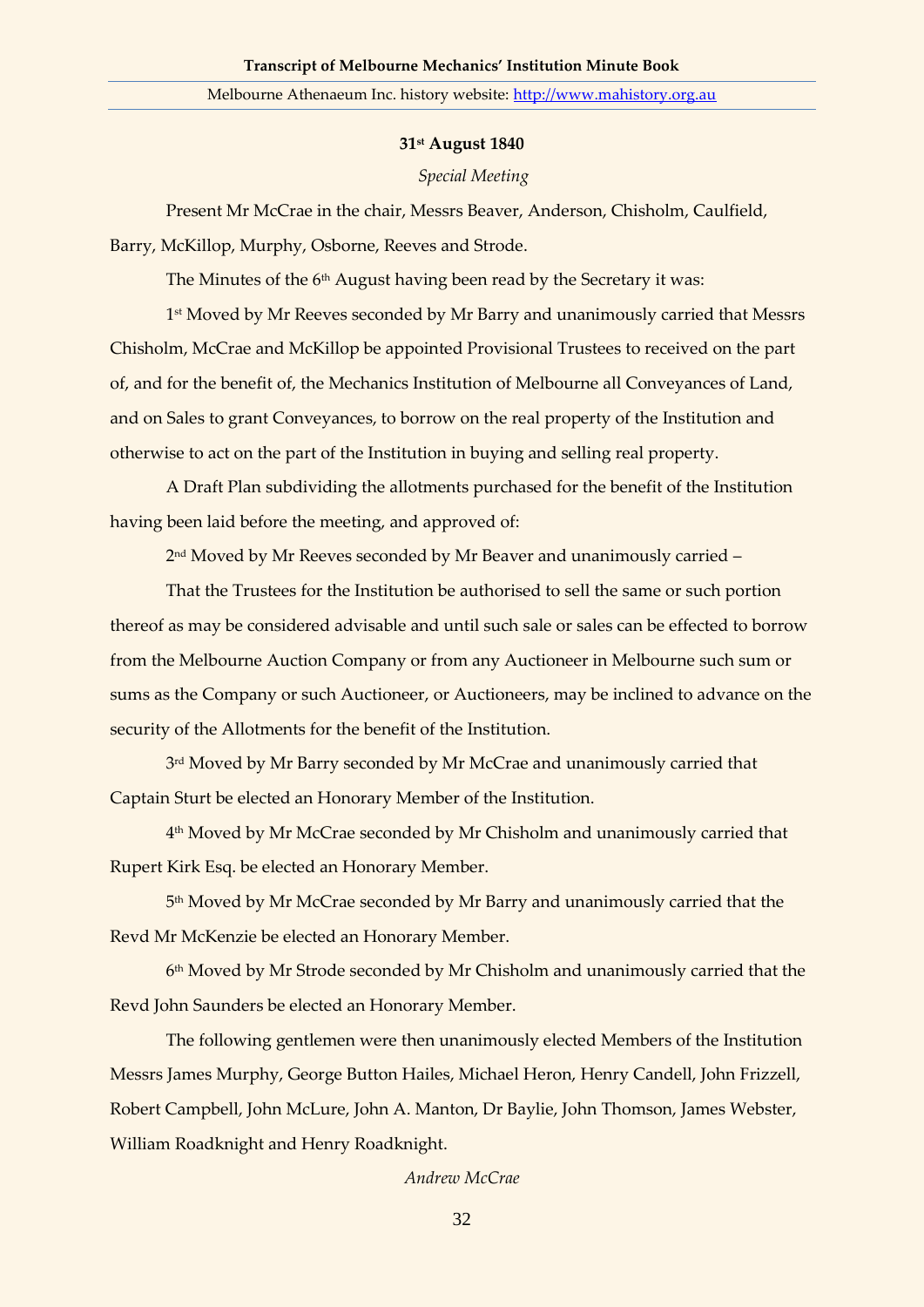**31st August 1840**

*Special Meeting*

Present Mr McCrae in the chair, Messrs Beaver, Anderson, Chisholm, Caulfield, Barry, McKillop, Murphy, Osborne, Reeves and Strode.

The Minutes of the 6th August having been read by the Secretary it was:

1st Moved by Mr Reeves seconded by Mr Barry and unanimously carried that Messrs Chisholm, McCrae and McKillop be appointed Provisional Trustees to received on the part of, and for the benefit of, the Mechanics Institution of Melbourne all Conveyances of Land, and on Sales to grant Conveyances, to borrow on the real property of the Institution and otherwise to act on the part of the Institution in buying and selling real property.

A Draft Plan subdividing the allotments purchased for the benefit of the Institution having been laid before the meeting, and approved of:

2nd Moved by Mr Reeves seconded by Mr Beaver and unanimously carried –

That the Trustees for the Institution be authorised to sell the same or such portion thereof as may be considered advisable and until such sale or sales can be effected to borrow from the Melbourne Auction Company or from any Auctioneer in Melbourne such sum or sums as the Company or such Auctioneer, or Auctioneers, may be inclined to advance on the security of the Allotments for the benefit of the Institution.

3rd Moved by Mr Barry seconded by Mr McCrae and unanimously carried that Captain Sturt be elected an Honorary Member of the Institution.

4th Moved by Mr McCrae seconded by Mr Chisholm and unanimously carried that Rupert Kirk Esq. be elected an Honorary Member.

5th Moved by Mr McCrae seconded by Mr Barry and unanimously carried that the Revd Mr McKenzie be elected an Honorary Member.

6th Moved by Mr Strode seconded by Mr Chisholm and unanimously carried that the Revd John Saunders be elected an Honorary Member.

The following gentlemen were then unanimously elected Members of the Institution Messrs James Murphy, George Button Hailes, Michael Heron, Henry Candell, John Frizzell, Robert Campbell, John McLure, John A. Manton, Dr Baylie, John Thomson, James Webster, William Roadknight and Henry Roadknight.

*Andrew McCrae*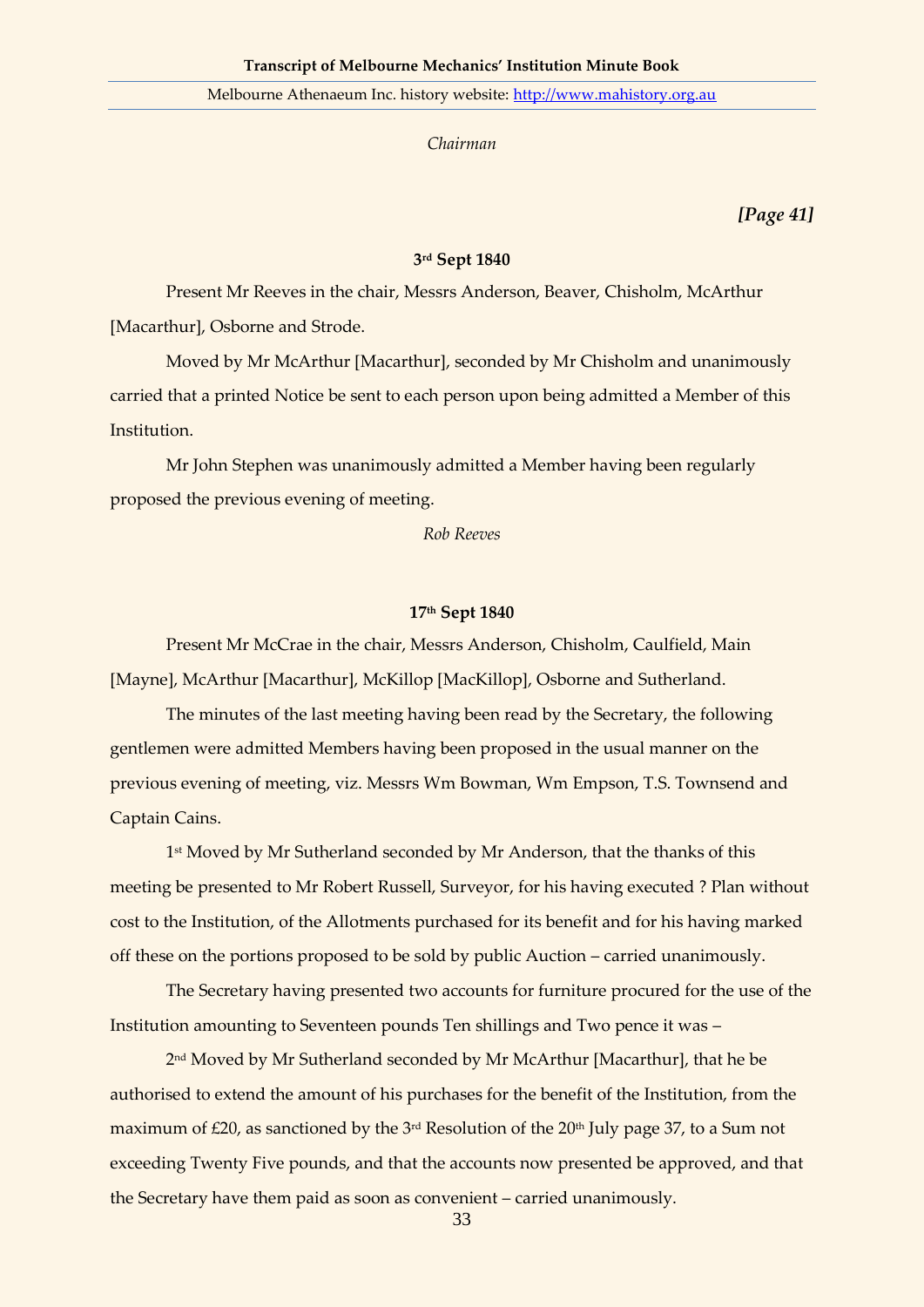*Chairman*

***[Page 41]***

**3rd Sept 1840**

Present Mr Reeves in the chair, Messrs Anderson, Beaver, Chisholm, McArthur [Macarthur], Osborne and Strode.

Moved by Mr McArthur [Macarthur], seconded by Mr Chisholm and unanimously carried that a printed Notice be sent to each person upon being admitted a Member of this Institution.

Mr John Stephen was unanimously admitted a Member having been regularly proposed the previous evening of meeting.

*Rob Reeves*

**17th Sept 1840**

Present Mr McCrae in the chair, Messrs Anderson, Chisholm, Caulfield, Main [Mayne], McArthur [Macarthur], McKillop [MacKillop], Osborne and Sutherland.

The minutes of the last meeting having been read by the Secretary, the following gentlemen were admitted Members having been proposed in the usual manner on the previous evening of meeting, viz. Messrs Wm Bowman, Wm Empson, T.S. Townsend and Captain Cains.

1st Moved by Mr Sutherland seconded by Mr Anderson, that the thanks of this meeting be presented to Mr Robert Russell, Surveyor, for his having executed ? Plan without cost to the Institution, of the Allotments purchased for its benefit and for his having marked off these on the portions proposed to be sold by public Auction – carried unanimously.

The Secretary having presented two accounts for furniture procured for the use of the Institution amounting to Seventeen pounds Ten shillings and Two pence it was –

2nd Moved by Mr Sutherland seconded by Mr McArthur [Macarthur], that he be authorised to extend the amount of his purchases for the benefit of the Institution, from the maximum of £20, as sanctioned by the 3rd Resolution of the 20th July page 37, to a Sum not exceeding Twenty Five pounds, and that the accounts now presented be approved, and that the Secretary have them paid as soon as convenient – carried unanimously.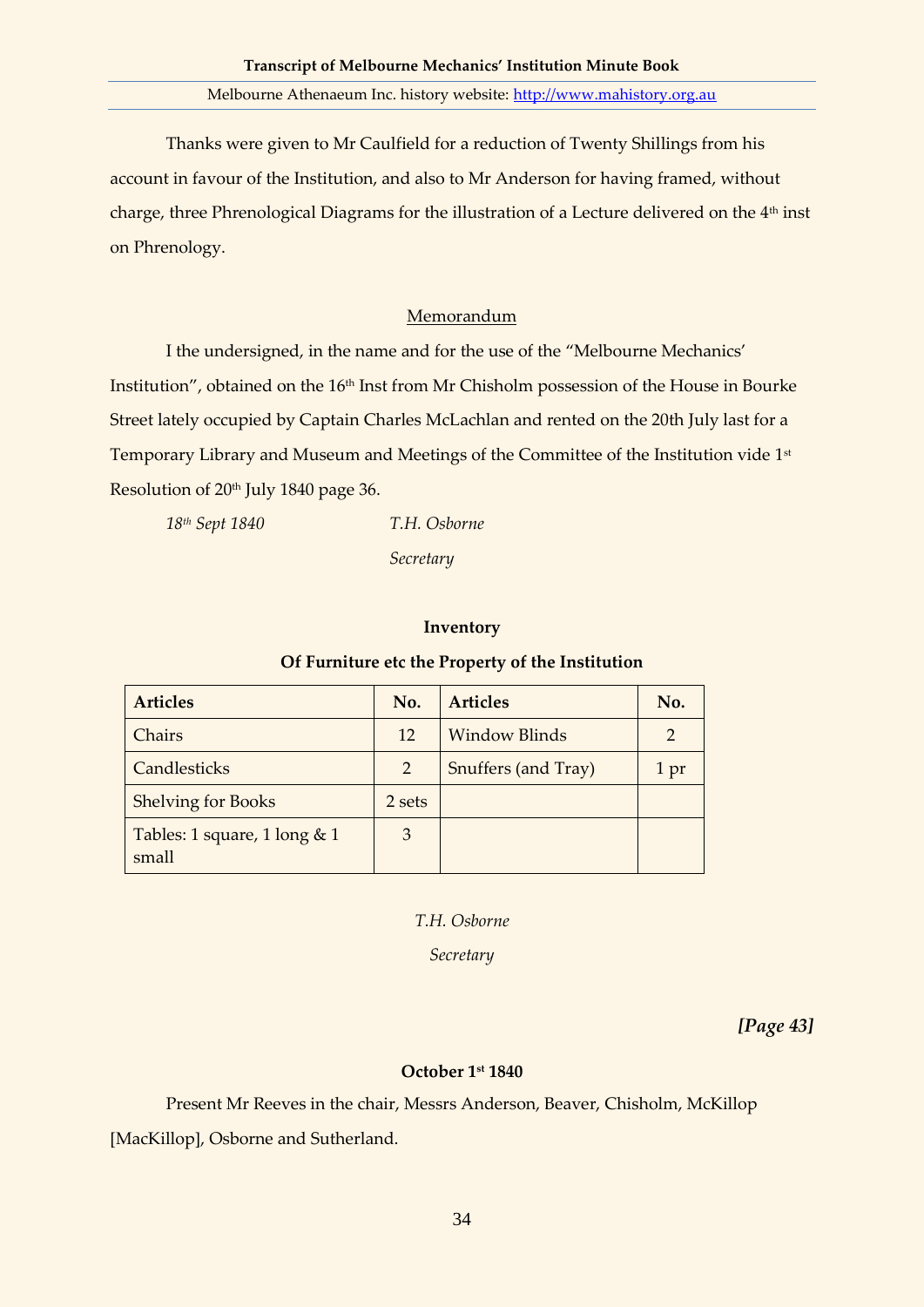Thanks were given to Mr Caulfield for a reduction of Twenty Shillings from his account in favour of the Institution, and also to Mr Anderson for having framed, without charge, three Phrenological Diagrams for the illustration of a Lecture delivered on the 4th inst on Phrenology.

<u>Memorandum</u>

I the undersigned, in the name and for the use of the "Melbourne Mechanics' Institution", obtained on the 16th Inst from Mr Chisholm possession of the House in Bourke Street lately occupied by Captain Charles McLachlan and rented on the 20th July last for a Temporary Library and Museum and Meetings of the Committee of the Institution vide 1st Resolution of 20th July 1840 page 36.

*18th Sept 1840* *T.H. Osborne*

*Secretary*

**Inventory**

**Of Furniture etc the Property of the Institution**

| Articles | No. | Articles | No. |
|---|---|---|---|
| Chairs | 12 | Window Blinds | 2 |
| Candlesticks | 2 | Snuffers (and Tray) | 1 pr |
| Shelving for Books | 2 sets | | |
| Tables: 1 square, 1 long & 1 small | 3 | | |

*T.H. Osborne*

*Secretary*

***[Page 43]***

**October 1st 1840**

Present Mr Reeves in the chair, Messrs Anderson, Beaver, Chisholm, McKillop [MacKillop], Osborne and Sutherland.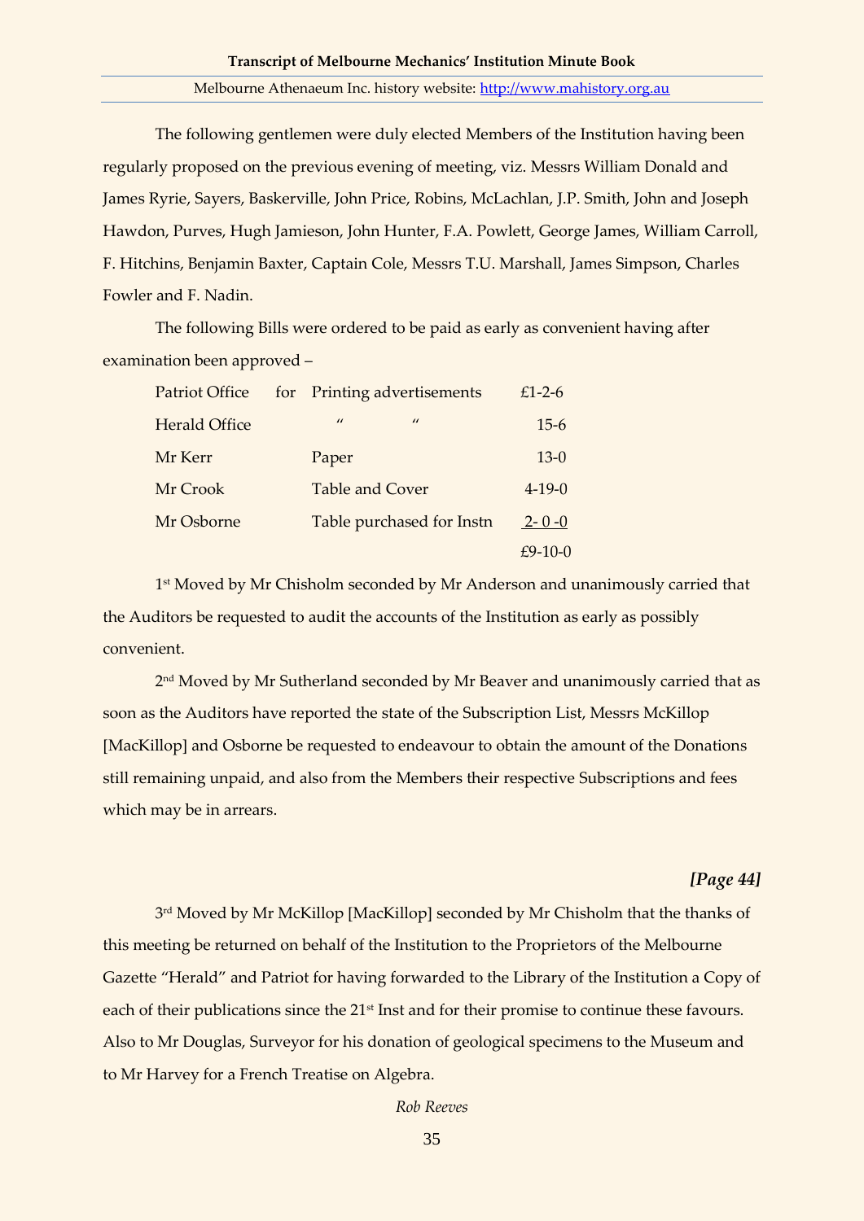The following gentlemen were duly elected Members of the Institution having been regularly proposed on the previous evening of meeting, viz. Messrs William Donald and James Ryrie, Sayers, Baskerville, John Price, Robins, McLachlan, J.P. Smith, John and Joseph Hawdon, Purves, Hugh Jamieson, John Hunter, F.A. Powlett, George James, William Carroll, F. Hitchins, Benjamin Baxter, Captain Cole, Messrs T.U. Marshall, James Simpson, Charles Fowler and F. Nadin.

The following Bills were ordered to be paid as early as convenient having after examination been approved –

| | | | |
|---|---|---|---|
| Patriot Office | for | Printing advertisements | £1-2-6 |
| Herald Office | | " " | 15-6 |
| Mr Kerr | | Paper | 13-0 |
| Mr Crook | | Table and Cover | 4-19-0 |
| Mr Osborne | | Table purchased for Instn | 2- 0 -0 |
| | | | £9-10-0 |

1st Moved by Mr Chisholm seconded by Mr Anderson and unanimously carried that the Auditors be requested to audit the accounts of the Institution as early as possibly convenient.

2nd Moved by Mr Sutherland seconded by Mr Beaver and unanimously carried that as soon as the Auditors have reported the state of the Subscription List, Messrs McKillop [MacKillop] and Osborne be requested to endeavour to obtain the amount of the Donations still remaining unpaid, and also from the Members their respective Subscriptions and fees which may be in arrears.

***[Page 44]***

3rd Moved by Mr McKillop [MacKillop] seconded by Mr Chisholm that the thanks of this meeting be returned on behalf of the Institution to the Proprietors of the Melbourne Gazette "Herald" and Patriot for having forwarded to the Library of the Institution a Copy of each of their publications since the 21st Inst and for their promise to continue these favours. Also to Mr Douglas, Surveyor for his donation of geological specimens to the Museum and to Mr Harvey for a French Treatise on Algebra.

*Rob Reeves*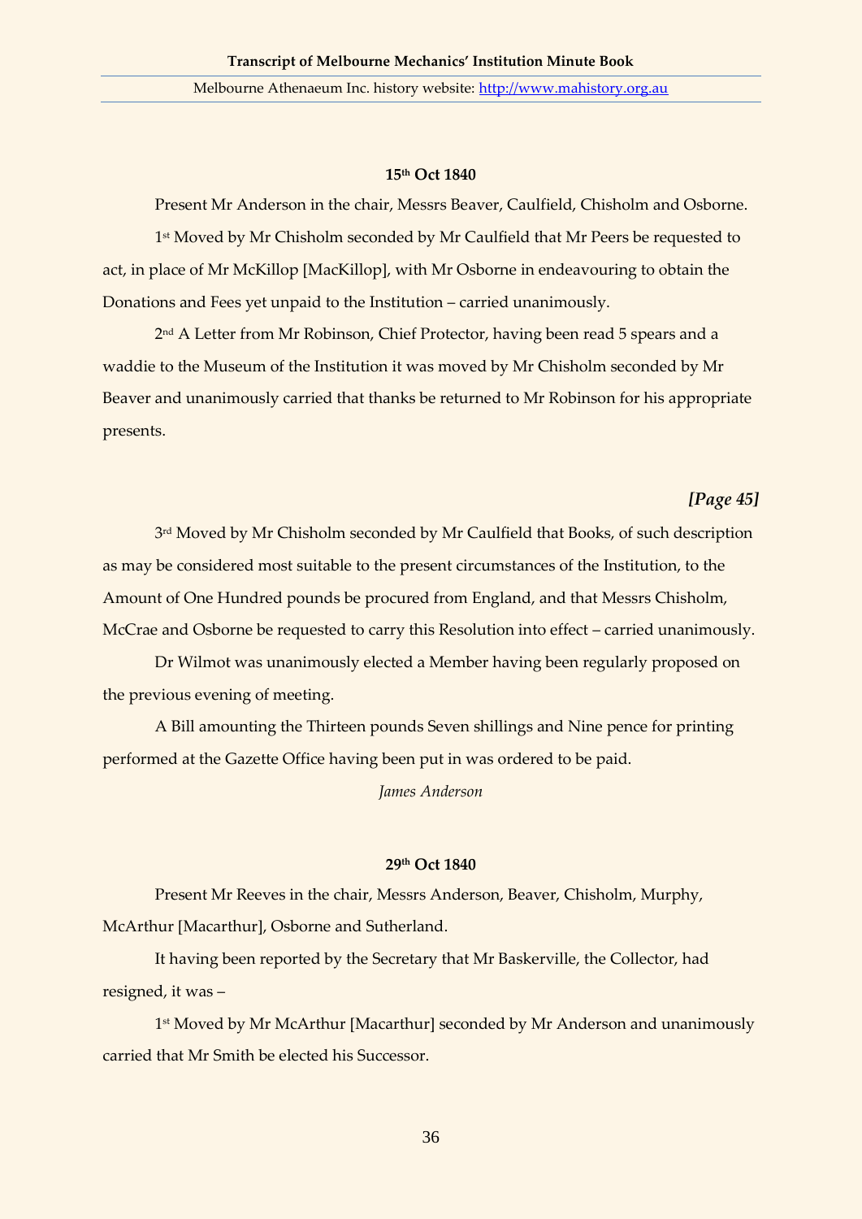**15th Oct 1840**

Present Mr Anderson in the chair, Messrs Beaver, Caulfield, Chisholm and Osborne.

1st Moved by Mr Chisholm seconded by Mr Caulfield that Mr Peers be requested to act, in place of Mr McKillop [MacKillop], with Mr Osborne in endeavouring to obtain the Donations and Fees yet unpaid to the Institution – carried unanimously.

2nd A Letter from Mr Robinson, Chief Protector, having been read 5 spears and a waddie to the Museum of the Institution it was moved by Mr Chisholm seconded by Mr Beaver and unanimously carried that thanks be returned to Mr Robinson for his appropriate presents.

***[Page 45]***

3rd Moved by Mr Chisholm seconded by Mr Caulfield that Books, of such description as may be considered most suitable to the present circumstances of the Institution, to the Amount of One Hundred pounds be procured from England, and that Messrs Chisholm, McCrae and Osborne be requested to carry this Resolution into effect – carried unanimously.

Dr Wilmot was unanimously elected a Member having been regularly proposed on the previous evening of meeting.

A Bill amounting the Thirteen pounds Seven shillings and Nine pence for printing performed at the Gazette Office having been put in was ordered to be paid.

*James Anderson*

**29th Oct 1840**

Present Mr Reeves in the chair, Messrs Anderson, Beaver, Chisholm, Murphy, McArthur [Macarthur], Osborne and Sutherland.

It having been reported by the Secretary that Mr Baskerville, the Collector, had resigned, it was –

1st Moved by Mr McArthur [Macarthur] seconded by Mr Anderson and unanimously carried that Mr Smith be elected his Successor.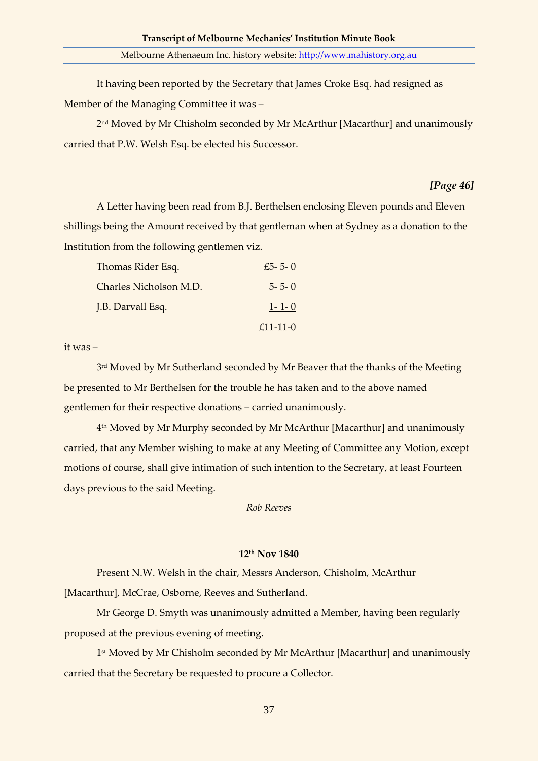It having been reported by the Secretary that James Croke Esq. had resigned as Member of the Managing Committee it was –

2nd Moved by Mr Chisholm seconded by Mr McArthur [Macarthur] and unanimously carried that P.W. Welsh Esq. be elected his Successor.

***[Page 46]***

A Letter having been read from B.J. Berthelsen enclosing Eleven pounds and Eleven shillings being the Amount received by that gentleman when at Sydney as a donation to the Institution from the following gentlemen viz.

| | |
|---|---|
| Thomas Rider Esq. | £5- 5- 0 |
| Charles Nicholson M.D. | 5- 5- 0 |
| J.B. Darvall Esq. | 1- 1- 0 |
| | £11-11-0 |

it was –

3rd Moved by Mr Sutherland seconded by Mr Beaver that the thanks of the Meeting be presented to Mr Berthelsen for the trouble he has taken and to the above named gentlemen for their respective donations – carried unanimously.

4th Moved by Mr Murphy seconded by Mr McArthur [Macarthur] and unanimously carried, that any Member wishing to make at any Meeting of Committee any Motion, except motions of course, shall give intimation of such intention to the Secretary, at least Fourteen days previous to the said Meeting.

*Rob Reeves*

**12th Nov 1840**

Present N.W. Welsh in the chair, Messrs Anderson, Chisholm, McArthur [Macarthur], McCrae, Osborne, Reeves and Sutherland.

Mr George D. Smyth was unanimously admitted a Member, having been regularly proposed at the previous evening of meeting.

1st Moved by Mr Chisholm seconded by Mr McArthur [Macarthur] and unanimously carried that the Secretary be requested to procure a Collector.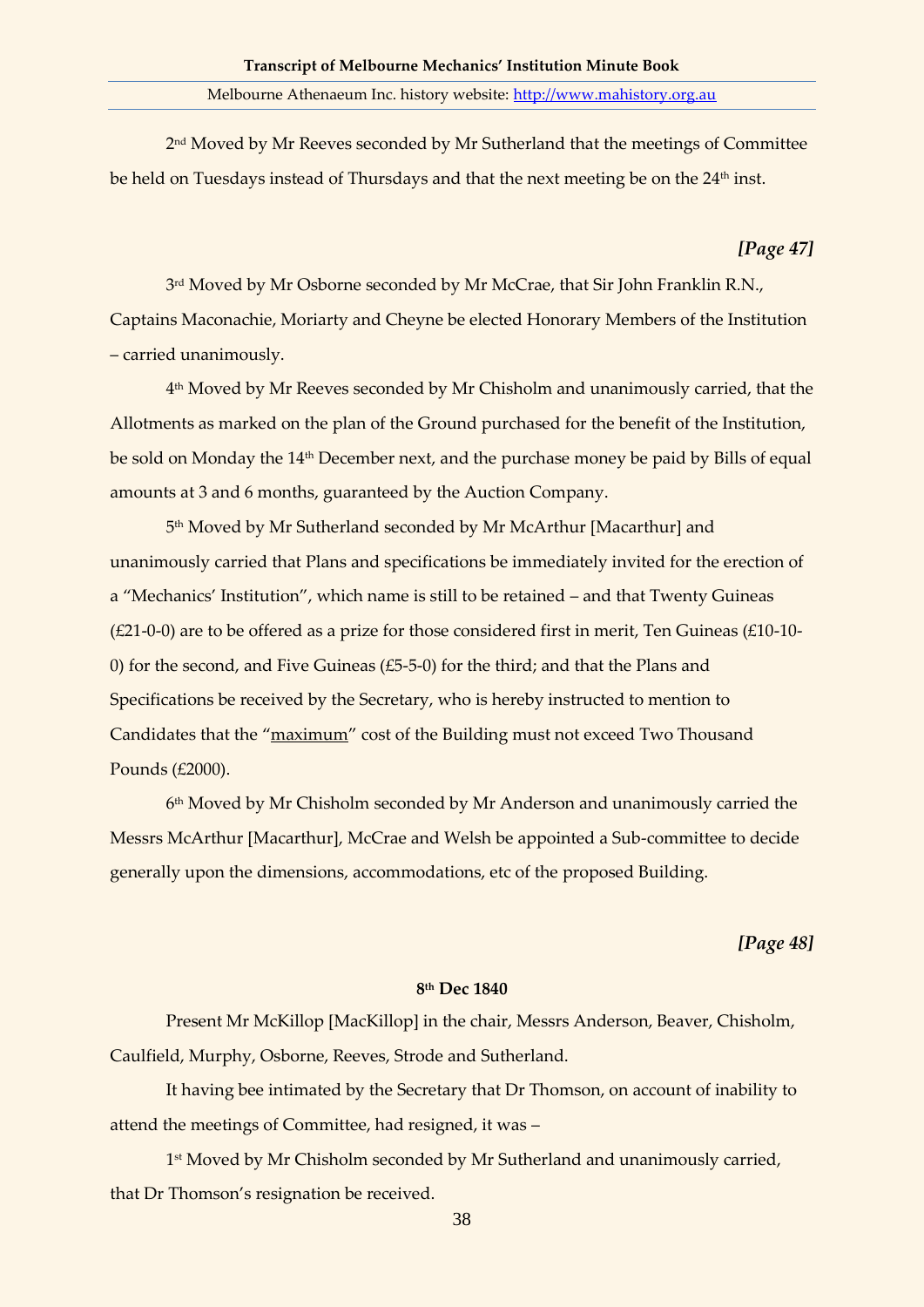2nd Moved by Mr Reeves seconded by Mr Sutherland that the meetings of Committee be held on Tuesdays instead of Thursdays and that the next meeting be on the 24th inst.

***[Page 47]***

3rd Moved by Mr Osborne seconded by Mr McCrae, that Sir John Franklin R.N., Captains Maconachie, Moriarty and Cheyne be elected Honorary Members of the Institution – carried unanimously.

4th Moved by Mr Reeves seconded by Mr Chisholm and unanimously carried, that the Allotments as marked on the plan of the Ground purchased for the benefit of the Institution, be sold on Monday the 14th December next, and the purchase money be paid by Bills of equal amounts at 3 and 6 months, guaranteed by the Auction Company.

5th Moved by Mr Sutherland seconded by Mr McArthur [Macarthur] and unanimously carried that Plans and specifications be immediately invited for the erection of a "Mechanics' Institution", which name is still to be retained – and that Twenty Guineas (£21-0-0) are to be offered as a prize for those considered first in merit, Ten Guineas (£10-10-0) for the second, and Five Guineas (£5-5-0) for the third; and that the Plans and Specifications be received by the Secretary, who is hereby instructed to mention to Candidates that the "maximum" cost of the Building must not exceed Two Thousand Pounds (£2000).

6th Moved by Mr Chisholm seconded by Mr Anderson and unanimously carried the Messrs McArthur [Macarthur], McCrae and Welsh be appointed a Sub-committee to decide generally upon the dimensions, accommodations, etc of the proposed Building.

***[Page 48]***

**8th Dec 1840**

Present Mr McKillop [MacKillop] in the chair, Messrs Anderson, Beaver, Chisholm, Caulfield, Murphy, Osborne, Reeves, Strode and Sutherland.

It having bee intimated by the Secretary that Dr Thomson, on account of inability to attend the meetings of Committee, had resigned, it was –

1st Moved by Mr Chisholm seconded by Mr Sutherland and unanimously carried, that Dr Thomson's resignation be received.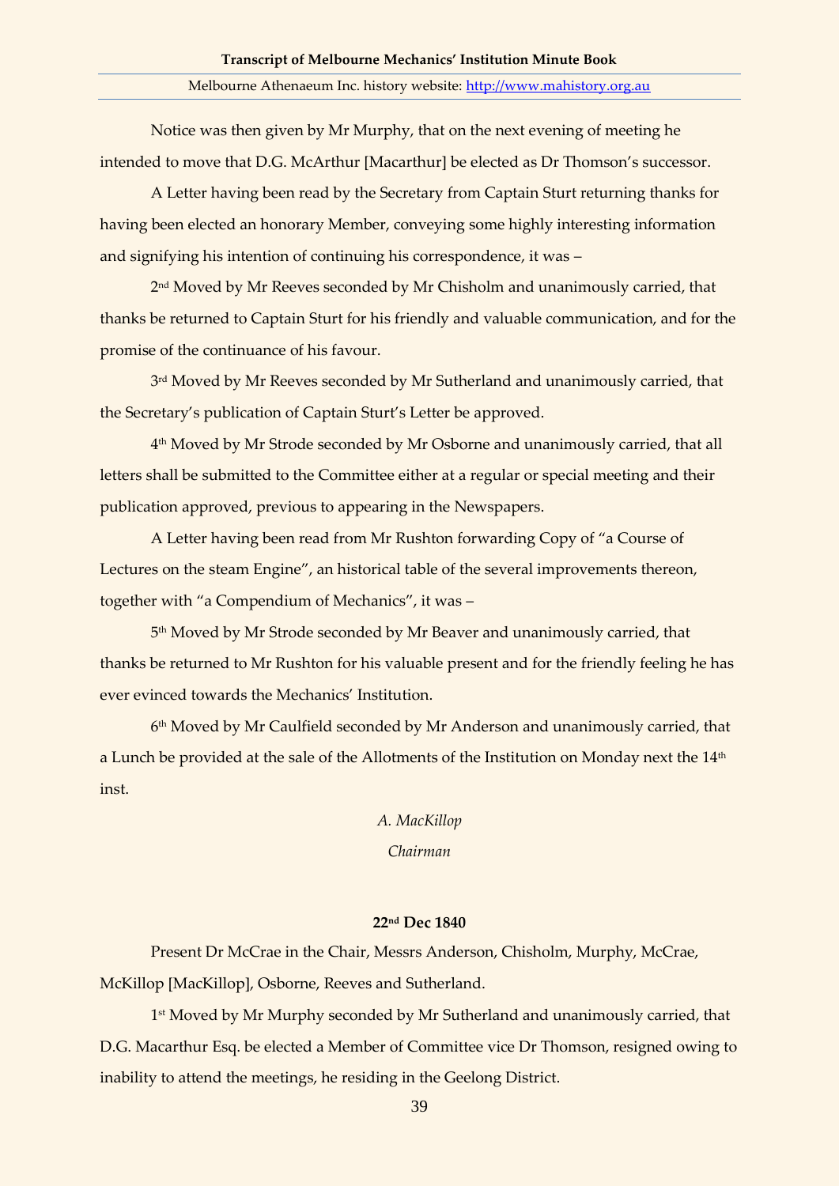Notice was then given by Mr Murphy, that on the next evening of meeting he intended to move that D.G. McArthur [Macarthur] be elected as Dr Thomson's successor.

A Letter having been read by the Secretary from Captain Sturt returning thanks for having been elected an honorary Member, conveying some highly interesting information and signifying his intention of continuing his correspondence, it was –

2nd Moved by Mr Reeves seconded by Mr Chisholm and unanimously carried, that thanks be returned to Captain Sturt for his friendly and valuable communication, and for the promise of the continuance of his favour.

3rd Moved by Mr Reeves seconded by Mr Sutherland and unanimously carried, that the Secretary's publication of Captain Sturt's Letter be approved.

4th Moved by Mr Strode seconded by Mr Osborne and unanimously carried, that all letters shall be submitted to the Committee either at a regular or special meeting and their publication approved, previous to appearing in the Newspapers.

A Letter having been read from Mr Rushton forwarding Copy of "a Course of Lectures on the steam Engine", an historical table of the several improvements thereon, together with "a Compendium of Mechanics", it was –

5th Moved by Mr Strode seconded by Mr Beaver and unanimously carried, that thanks be returned to Mr Rushton for his valuable present and for the friendly feeling he has ever evinced towards the Mechanics' Institution.

6th Moved by Mr Caulfield seconded by Mr Anderson and unanimously carried, that a Lunch be provided at the sale of the Allotments of the Institution on Monday next the 14th inst.

*A. MacKillop*

*Chairman*

**22nd Dec 1840**

Present Dr McCrae in the Chair, Messrs Anderson, Chisholm, Murphy, McCrae, McKillop [MacKillop], Osborne, Reeves and Sutherland.

1st Moved by Mr Murphy seconded by Mr Sutherland and unanimously carried, that D.G. Macarthur Esq. be elected a Member of Committee vice Dr Thomson, resigned owing to inability to attend the meetings, he residing in the Geelong District.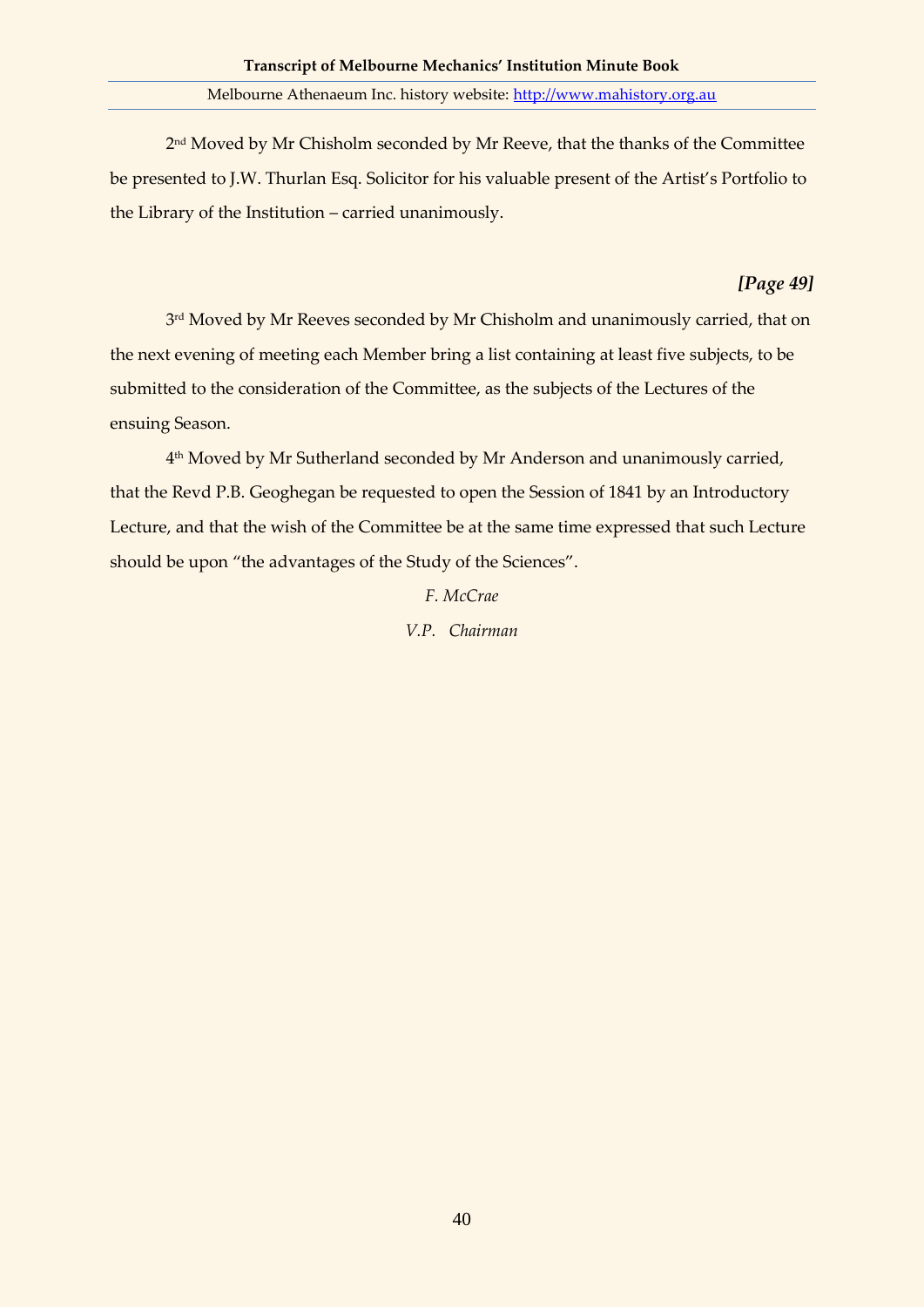2nd Moved by Mr Chisholm seconded by Mr Reeve, that the thanks of the Committee be presented to J.W. Thurlan Esq. Solicitor for his valuable present of the Artist's Portfolio to the Library of the Institution – carried unanimously.

***[Page 49]***

3rd Moved by Mr Reeves seconded by Mr Chisholm and unanimously carried, that on the next evening of meeting each Member bring a list containing at least five subjects, to be submitted to the consideration of the Committee, as the subjects of the Lectures of the ensuing Season.

4th Moved by Mr Sutherland seconded by Mr Anderson and unanimously carried, that the Revd P.B. Geoghegan be requested to open the Session of 1841 by an Introductory Lecture, and that the wish of the Committee be at the same time expressed that such Lecture should be upon "the advantages of the Study of the Sciences".

*F. McCrae*

*V.P. Chairman*